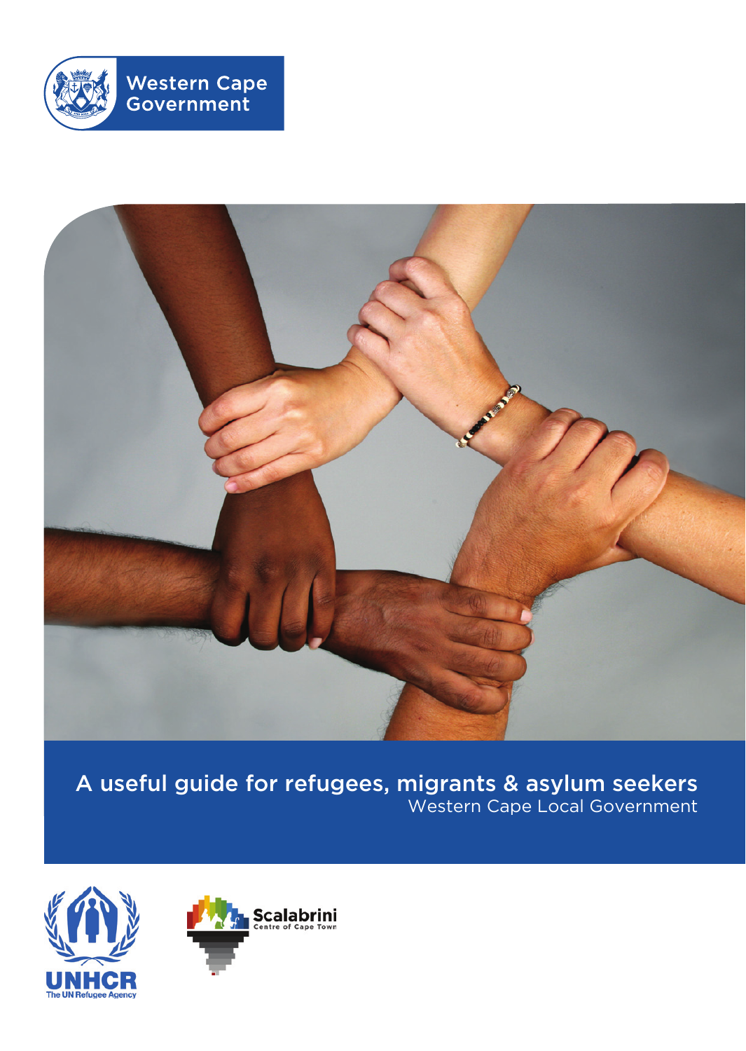Western Cape Government

# A useful guide for refugees, migrants & asylum seekers

Western Cape Local Government

UNHCR
The UN Refugee Agency

Scalabrini
Centre of Cape Town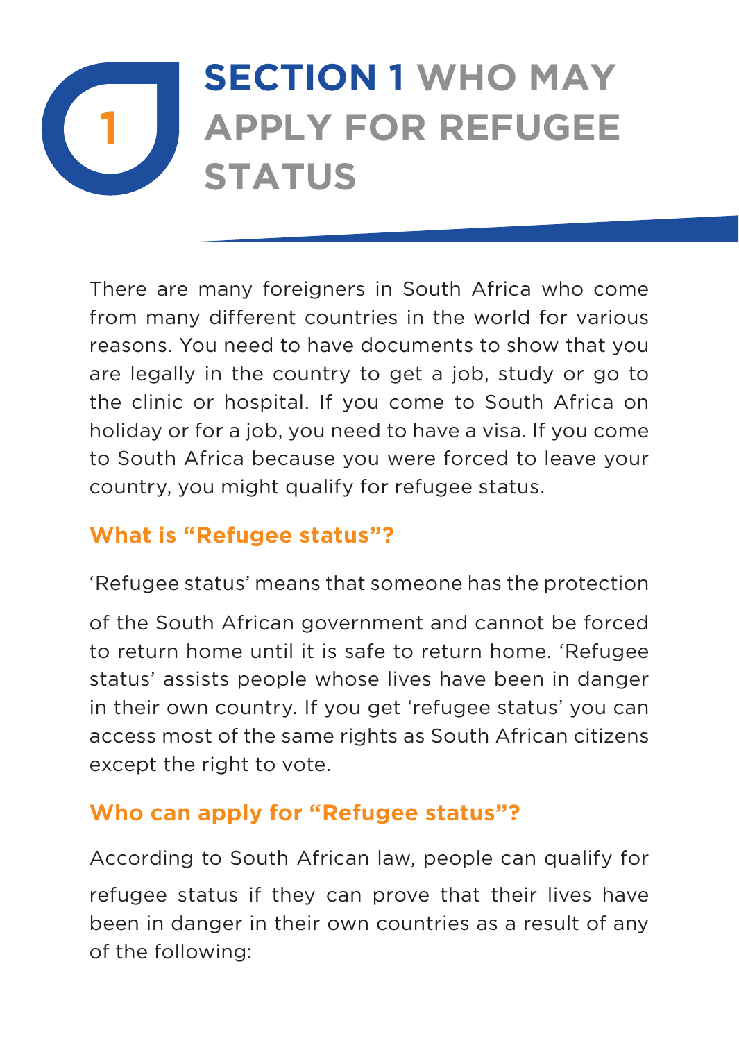# SECTION 1 WHO MAY APPLY FOR REFUGEE STATUS

There are many foreigners in South Africa who come from many different countries in the world for various reasons. You need to have documents to show that you are legally in the country to get a job, study or go to the clinic or hospital. If you come to South Africa on holiday or for a job, you need to have a visa. If you come to South Africa because you were forced to leave your country, you might qualify for refugee status.

## What is "Refugee status"?

'Refugee status' means that someone has the protection of the South African government and cannot be forced to return home until it is safe to return home. 'Refugee status' assists people whose lives have been in danger in their own country. If you get 'refugee status' you can access most of the same rights as South African citizens except the right to vote.

## Who can apply for "Refugee status"?

According to South African law, people can qualify for refugee status if they can prove that their lives have been in danger in their own countries as a result of any of the following: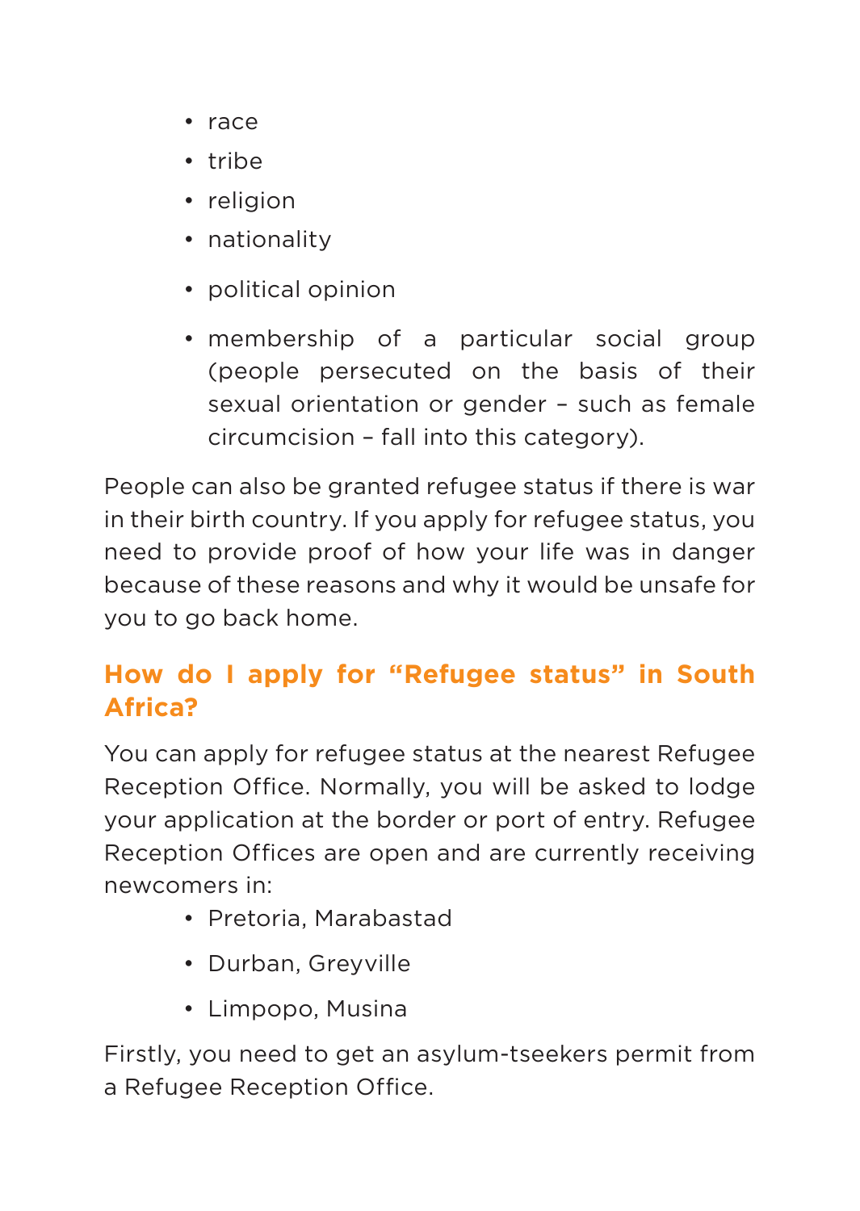- race
- tribe
- religion
- nationality
- political opinion
- membership of a particular social group (people persecuted on the basis of their sexual orientation or gender – such as female circumcision – fall into this category).

People can also be granted refugee status if there is war in their birth country. If you apply for refugee status, you need to provide proof of how your life was in danger because of these reasons and why it would be unsafe for you to go back home.

## How do I apply for "Refugee status" in South Africa?

You can apply for refugee status at the nearest Refugee Reception Office. Normally, you will be asked to lodge your application at the border or port of entry. Refugee Reception Offices are open and are currently receiving newcomers in:

- Pretoria, Marabastad
- Durban, Greyville
- Limpopo, Musina

Firstly, you need to get an asylum-tseekers permit from a Refugee Reception Office.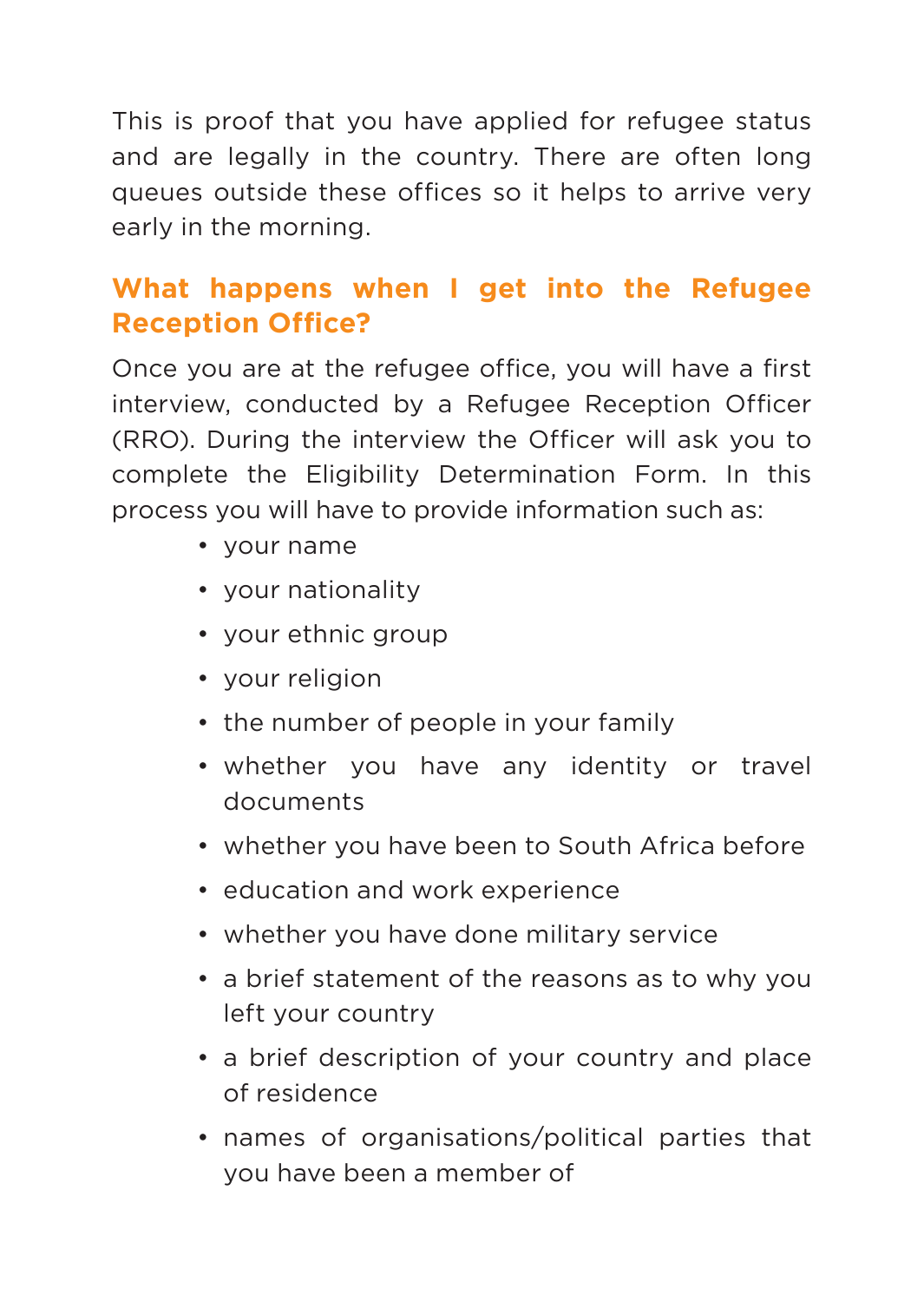This is proof that you have applied for refugee status and are legally in the country. There are often long queues outside these offices so it helps to arrive very early in the morning.

## What happens when I get into the Refugee Reception Office?

Once you are at the refugee office, you will have a first interview, conducted by a Refugee Reception Officer (RRO). During the interview the Officer will ask you to complete the Eligibility Determination Form. In this process you will have to provide information such as:

- your name
- your nationality
- your ethnic group
- your religion
- the number of people in your family
- whether you have any identity or travel documents
- whether you have been to South Africa before
- education and work experience
- whether you have done military service
- a brief statement of the reasons as to why you left your country
- a brief description of your country and place of residence
- names of organisations/political parties that you have been a member of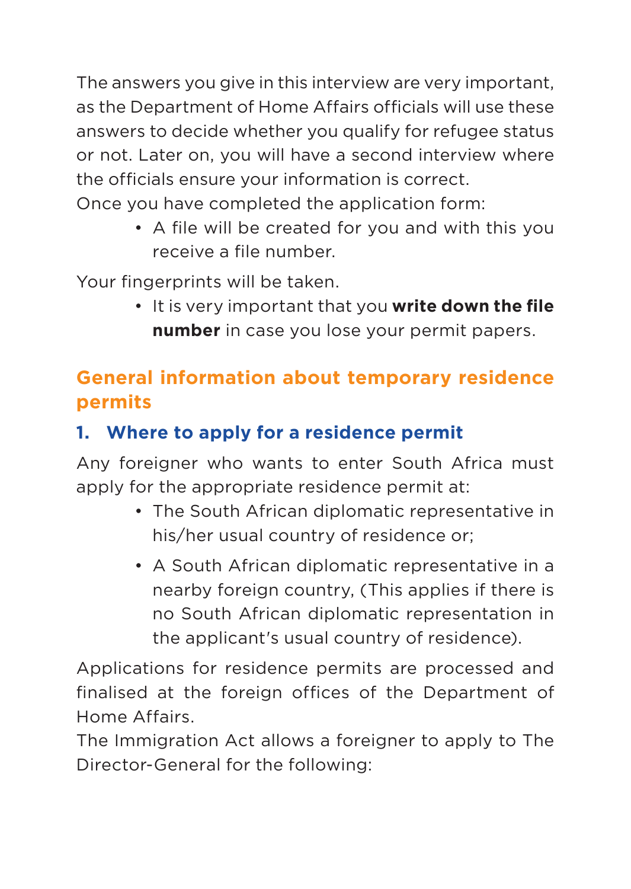The answers you give in this interview are very important, as the Department of Home Affairs officials will use these answers to decide whether you qualify for refugee status or not. Later on, you will have a second interview where the officials ensure your information is correct.

Once you have completed the application form:

- A file will be created for you and with this you receive a file number.

Your fingerprints will be taken.

- It is very important that you **write down the file number** in case you lose your permit papers.

## General information about temporary residence permits

### 1. Where to apply for a residence permit

Any foreigner who wants to enter South Africa must apply for the appropriate residence permit at:

- The South African diplomatic representative in his/her usual country of residence or;
- A South African diplomatic representative in a nearby foreign country, (This applies if there is no South African diplomatic representation in the applicant's usual country of residence).

Applications for residence permits are processed and finalised at the foreign offices of the Department of Home Affairs.

The Immigration Act allows a foreigner to apply to The Director-General for the following: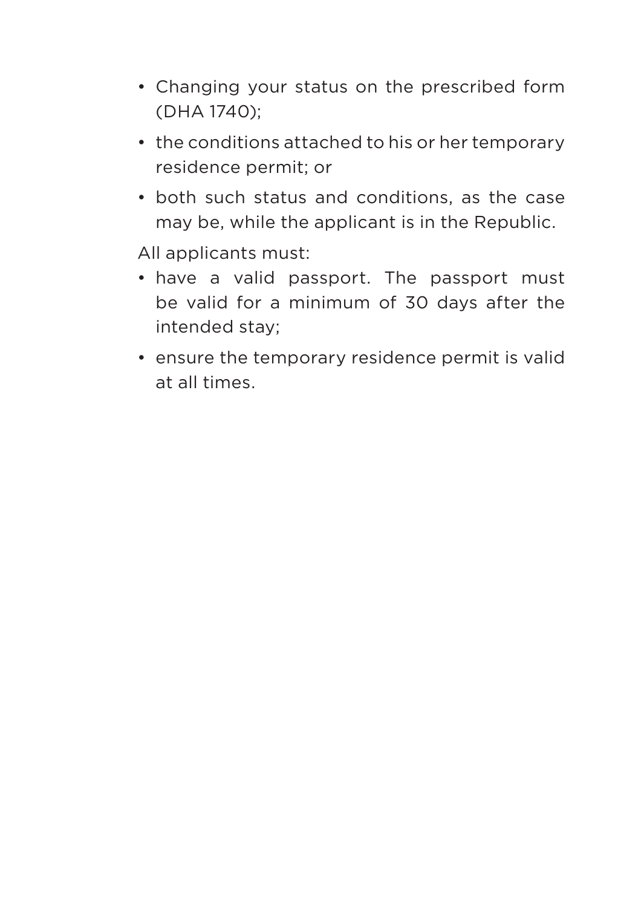- Changing your status on the prescribed form (DHA 1740);
- the conditions attached to his or her temporary residence permit; or
- both such status and conditions, as the case may be, while the applicant is in the Republic.

All applicants must:

- have a valid passport. The passport must be valid for a minimum of 30 days after the intended stay;
- ensure the temporary residence permit is valid at all times.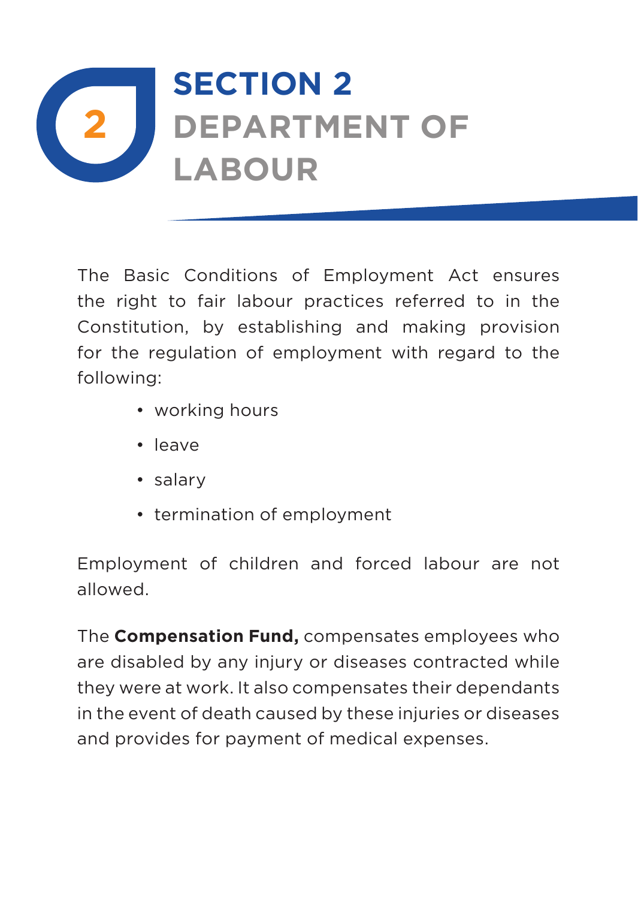# SECTION 2
# DEPARTMENT OF LABOUR

The Basic Conditions of Employment Act ensures the right to fair labour practices referred to in the Constitution, by establishing and making provision for the regulation of employment with regard to the following:

- working hours
- leave
- salary
- termination of employment

Employment of children and forced labour are not allowed.

The **Compensation Fund,** compensates employees who are disabled by any injury or diseases contracted while they were at work. It also compensates their dependants in the event of death caused by these injuries or diseases and provides for payment of medical expenses.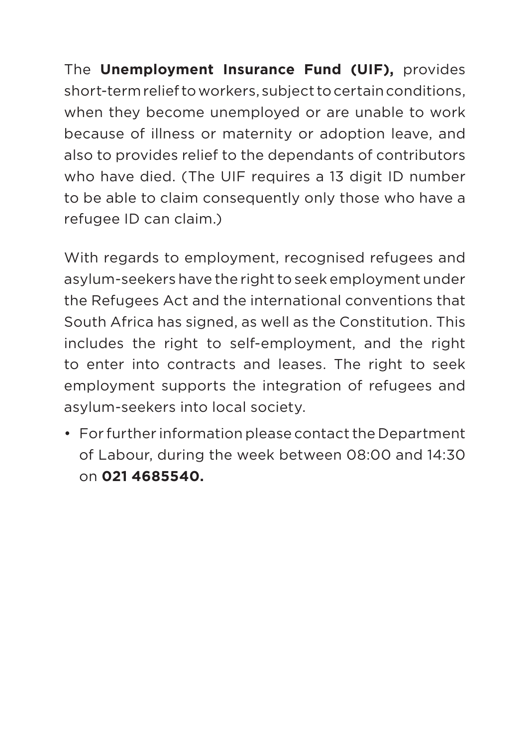The **Unemployment Insurance Fund (UIF),** provides short-term relief to workers, subject to certain conditions, when they become unemployed or are unable to work because of illness or maternity or adoption leave, and also to provides relief to the dependants of contributors who have died. (The UIF requires a 13 digit ID number to be able to claim consequently only those who have a refugee ID can claim.)

With regards to employment, recognised refugees and asylum-seekers have the right to seek employment under the Refugees Act and the international conventions that South Africa has signed, as well as the Constitution. This includes the right to self-employment, and the right to enter into contracts and leases. The right to seek employment supports the integration of refugees and asylum-seekers into local society.

- For further information please contact the Department of Labour, during the week between 08:00 and 14:30 on **021 4685540.**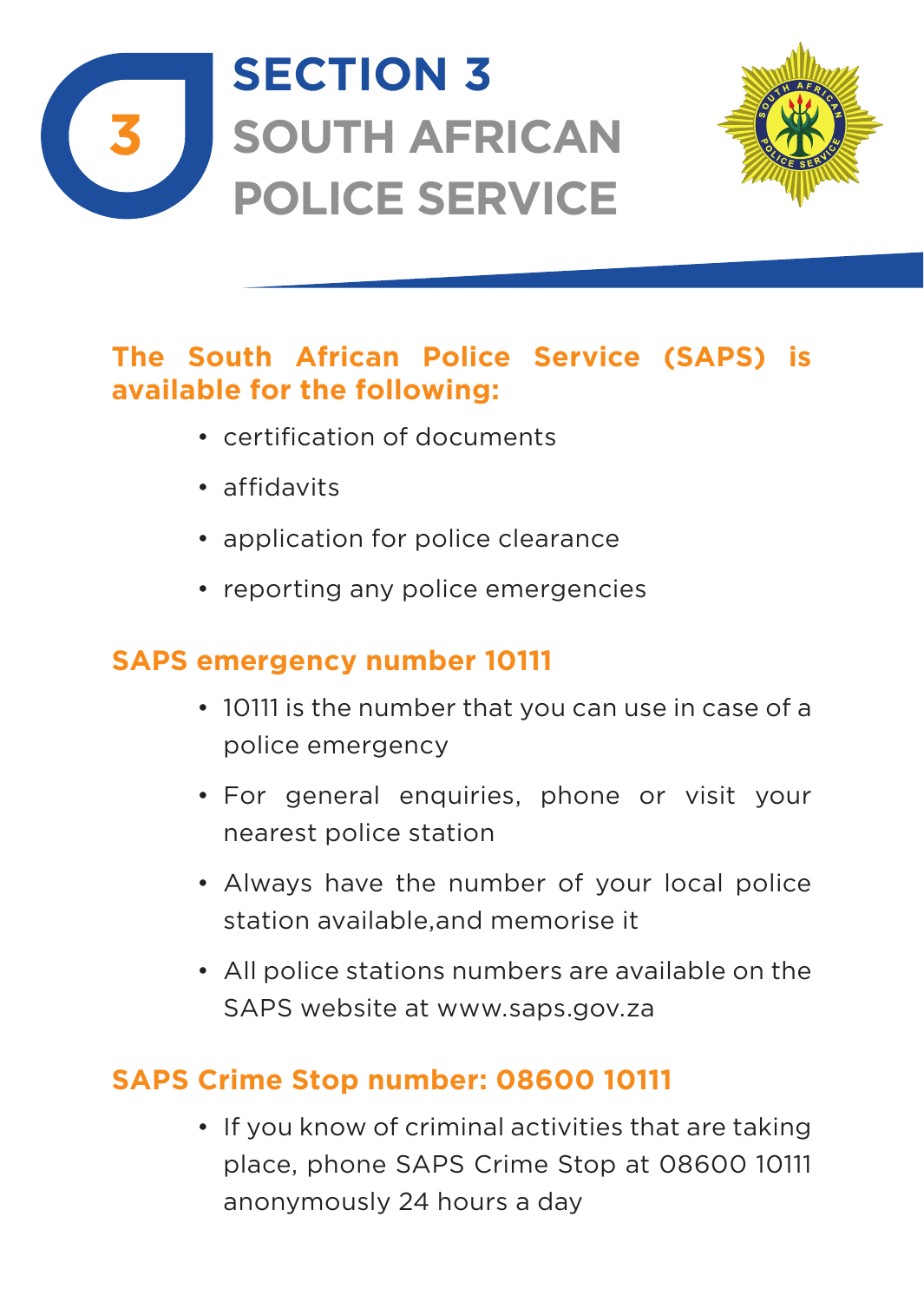# SECTION 3 SOUTH AFRICAN POLICE SERVICE

**The South African Police Service (SAPS) is available for the following:**

- certification of documents
- affidavits
- application for police clearance
- reporting any police emergencies

## SAPS emergency number 10111

- 10111 is the number that you can use in case of a police emergency
- For general enquiries, phone or visit your nearest police station
- Always have the number of your local police station available,and memorise it
- All police stations numbers are available on the SAPS website at www.saps.gov.za

## SAPS Crime Stop number: 08600 10111

- If you know of criminal activities that are taking place, phone SAPS Crime Stop at 08600 10111 anonymously 24 hours a day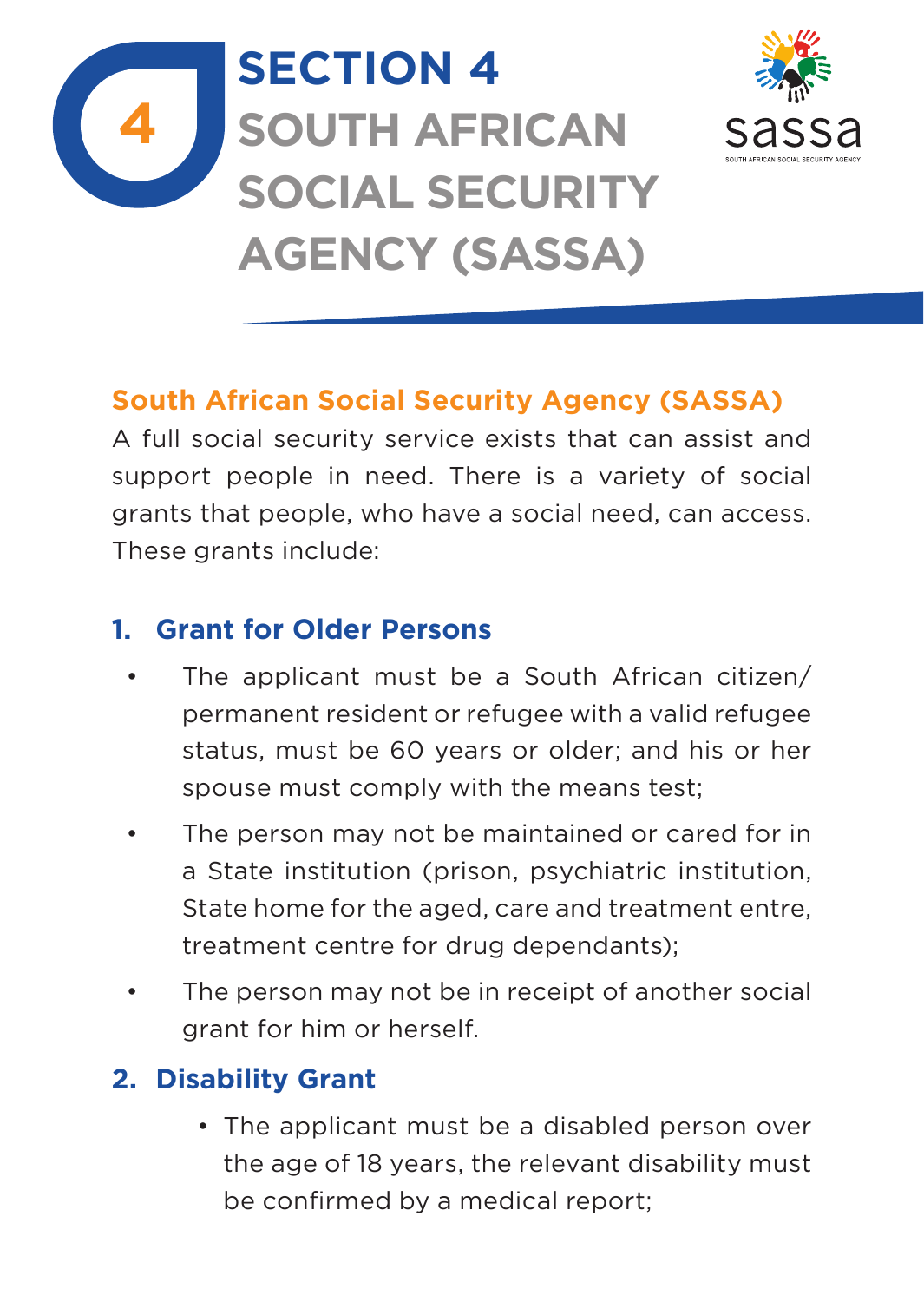# SECTION 4

# SOUTH AFRICAN SOCIAL SECURITY AGENCY (SASSA)

## South African Social Security Agency (SASSA)

A full social security service exists that can assist and support people in need. There is a variety of social grants that people, who have a social need, can access. These grants include:

### 1. Grant for Older Persons

- The applicant must be a South African citizen/ permanent resident or refugee with a valid refugee status, must be 60 years or older; and his or her spouse must comply with the means test;
- The person may not be maintained or cared for in a State institution (prison, psychiatric institution, State home for the aged, care and treatment entre, treatment centre for drug dependants);
- The person may not be in receipt of another social grant for him or herself.

### 2. Disability Grant

- The applicant must be a disabled person over the age of 18 years, the relevant disability must be confirmed by a medical report;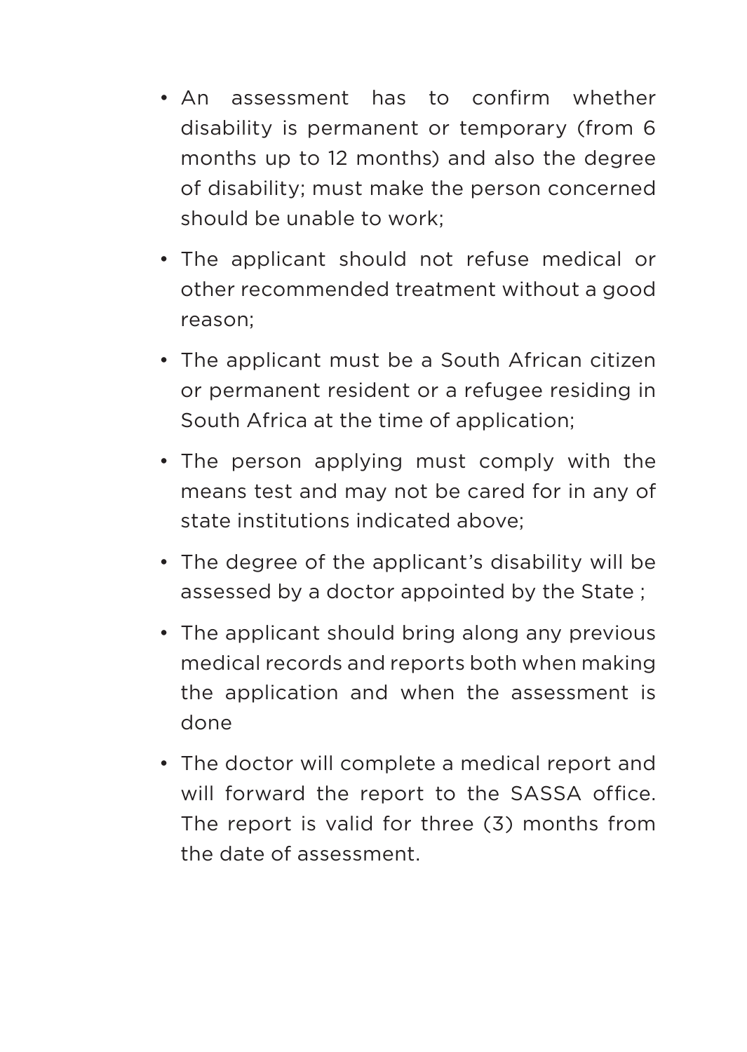- An assessment has to confirm whether disability is permanent or temporary (from 6 months up to 12 months) and also the degree of disability; must make the person concerned should be unable to work;
- The applicant should not refuse medical or other recommended treatment without a good reason;
- The applicant must be a South African citizen or permanent resident or a refugee residing in South Africa at the time of application;
- The person applying must comply with the means test and may not be cared for in any of state institutions indicated above;
- The degree of the applicant's disability will be assessed by a doctor appointed by the State ;
- The applicant should bring along any previous medical records and reports both when making the application and when the assessment is done
- The doctor will complete a medical report and will forward the report to the SASSA office. The report is valid for three (3) months from the date of assessment.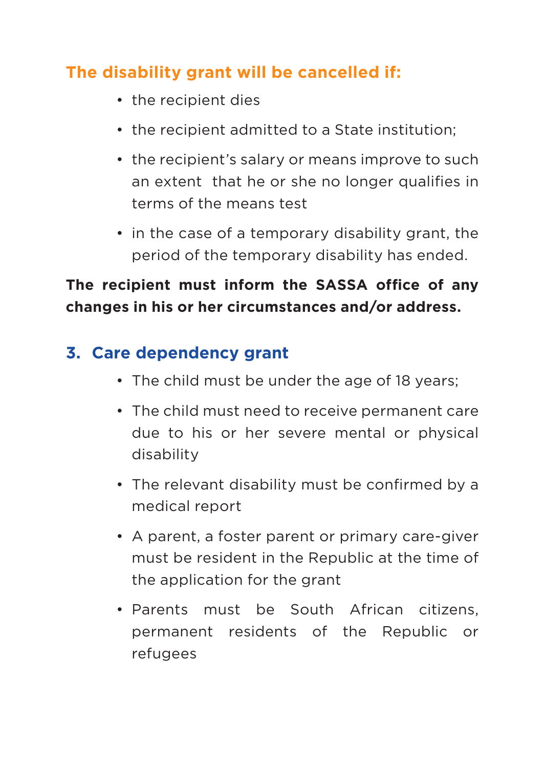### The disability grant will be cancelled if:

- the recipient dies
- the recipient admitted to a State institution;
- the recipient's salary or means improve to such an extent that he or she no longer qualifies in terms of the means test
- in the case of a temporary disability grant, the period of the temporary disability has ended.

**The recipient must inform the SASSA office of any changes in his or her circumstances and/or address.**

## 3. Care dependency grant

- The child must be under the age of 18 years;
- The child must need to receive permanent care due to his or her severe mental or physical disability
- The relevant disability must be confirmed by a medical report
- A parent, a foster parent or primary care-giver must be resident in the Republic at the time of the application for the grant
- Parents must be South African citizens, permanent residents of the Republic or refugees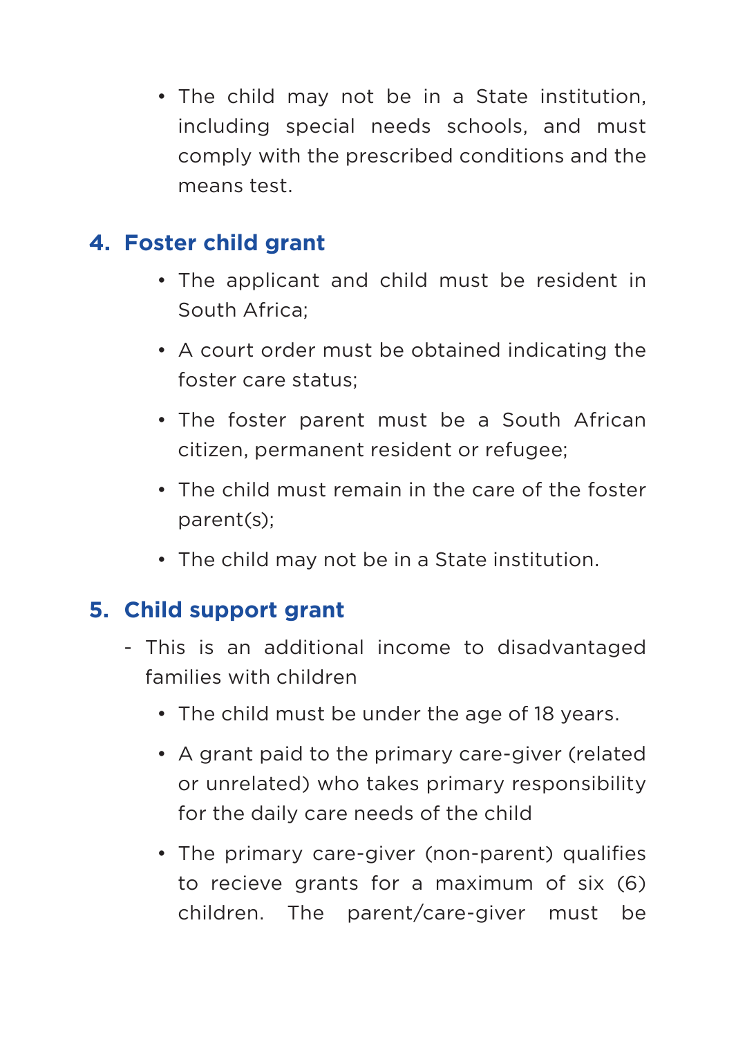- The child may not be in a State institution, including special needs schools, and must comply with the prescribed conditions and the means test.

## 4. Foster child grant

- The applicant and child must be resident in South Africa;
- A court order must be obtained indicating the foster care status;
- The foster parent must be a South African citizen, permanent resident or refugee;
- The child must remain in the care of the foster parent(s);
- The child may not be in a State institution.

## 5. Child support grant

- This is an additional income to disadvantaged families with children
    - The child must be under the age of 18 years.
    - A grant paid to the primary care-giver (related or unrelated) who takes primary responsibility for the daily care needs of the child
    - The primary care-giver (non-parent) qualifies to recieve grants for a maximum of six (6) children. The parent/care-giver must be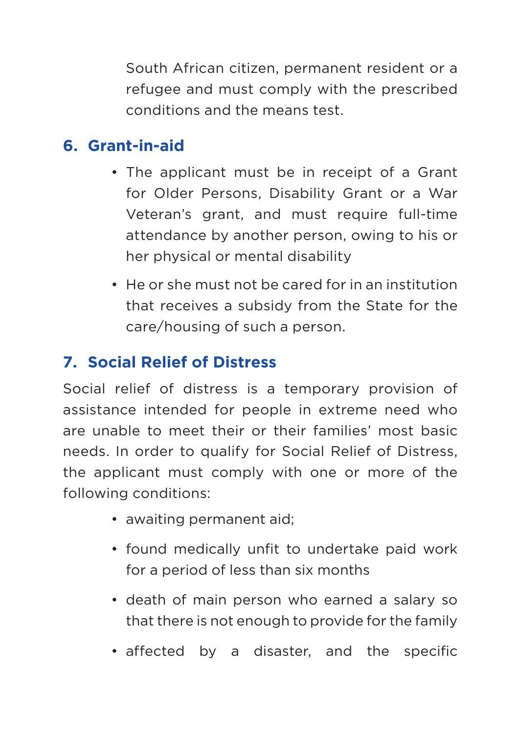South African citizen, permanent resident or a refugee and must comply with the prescribed conditions and the means test.

## 6. Grant-in-aid

- The applicant must be in receipt of a Grant for Older Persons, Disability Grant or a War Veteran's grant, and must require full-time attendance by another person, owing to his or her physical or mental disability
- He or she must not be cared for in an institution that receives a subsidy from the State for the care/housing of such a person.

## 7. Social Relief of Distress

Social relief of distress is a temporary provision of assistance intended for people in extreme need who are unable to meet their or their families' most basic needs. In order to qualify for Social Relief of Distress, the applicant must comply with one or more of the following conditions:

- awaiting permanent aid;
- found medically unfit to undertake paid work for a period of less than six months
- death of main person who earned a salary so that there is not enough to provide for the family
- affected by a disaster, and the specific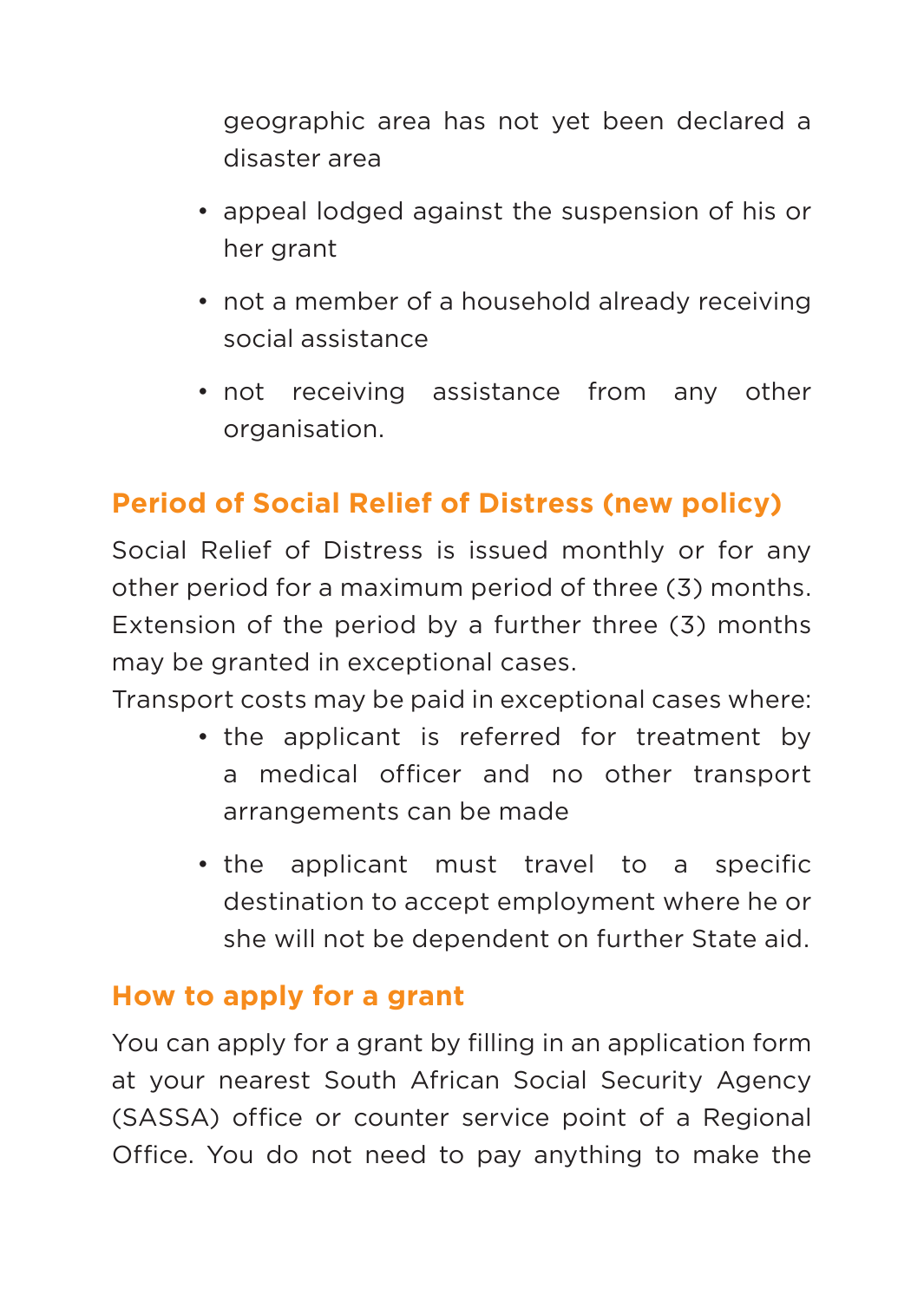geographic area has not yet been declared a disaster area

- appeal lodged against the suspension of his or her grant
- not a member of a household already receiving social assistance
- not receiving assistance from any other organisation.

## Period of Social Relief of Distress (new policy)

Social Relief of Distress is issued monthly or for any other period for a maximum period of three (3) months. Extension of the period by a further three (3) months may be granted in exceptional cases.

Transport costs may be paid in exceptional cases where:

- the applicant is referred for treatment by a medical officer and no other transport arrangements can be made
- the applicant must travel to a specific destination to accept employment where he or she will not be dependent on further State aid.

## How to apply for a grant

You can apply for a grant by filling in an application form at your nearest South African Social Security Agency (SASSA) office or counter service point of a Regional Office. You do not need to pay anything to make the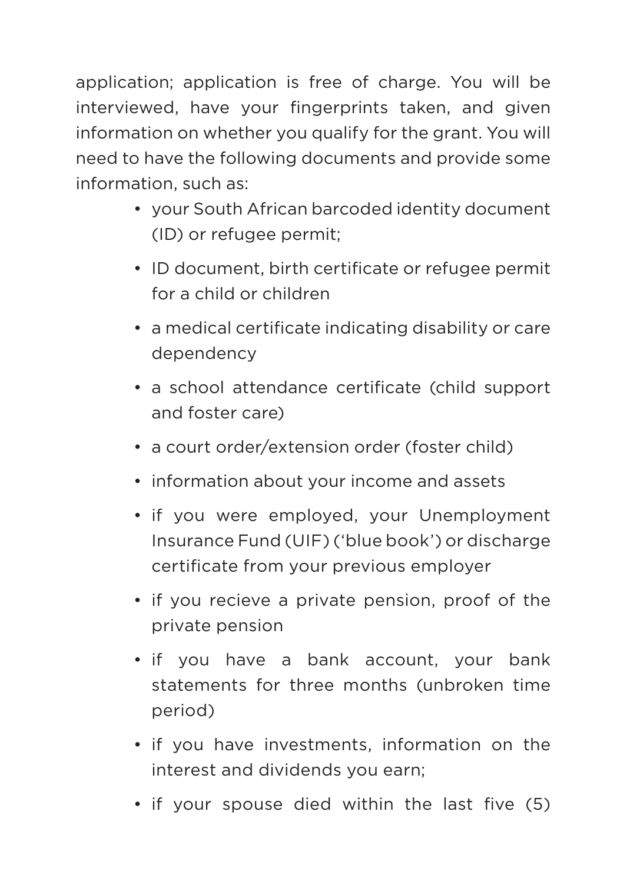application; application is free of charge. You will be interviewed, have your fingerprints taken, and given information on whether you qualify for the grant. You will need to have the following documents and provide some information, such as:

- your South African barcoded identity document (ID) or refugee permit;
- ID document, birth certificate or refugee permit for a child or children
- a medical certificate indicating disability or care dependency
- a school attendance certificate (child support and foster care)
- a court order/extension order (foster child)
- information about your income and assets
- if you were employed, your Unemployment Insurance Fund (UIF) ('blue book') or discharge certificate from your previous employer
- if you recieve a private pension, proof of the private pension
- if you have a bank account, your bank statements for three months (unbroken time period)
- if you have investments, information on the interest and dividends you earn;
- if your spouse died within the last five (5)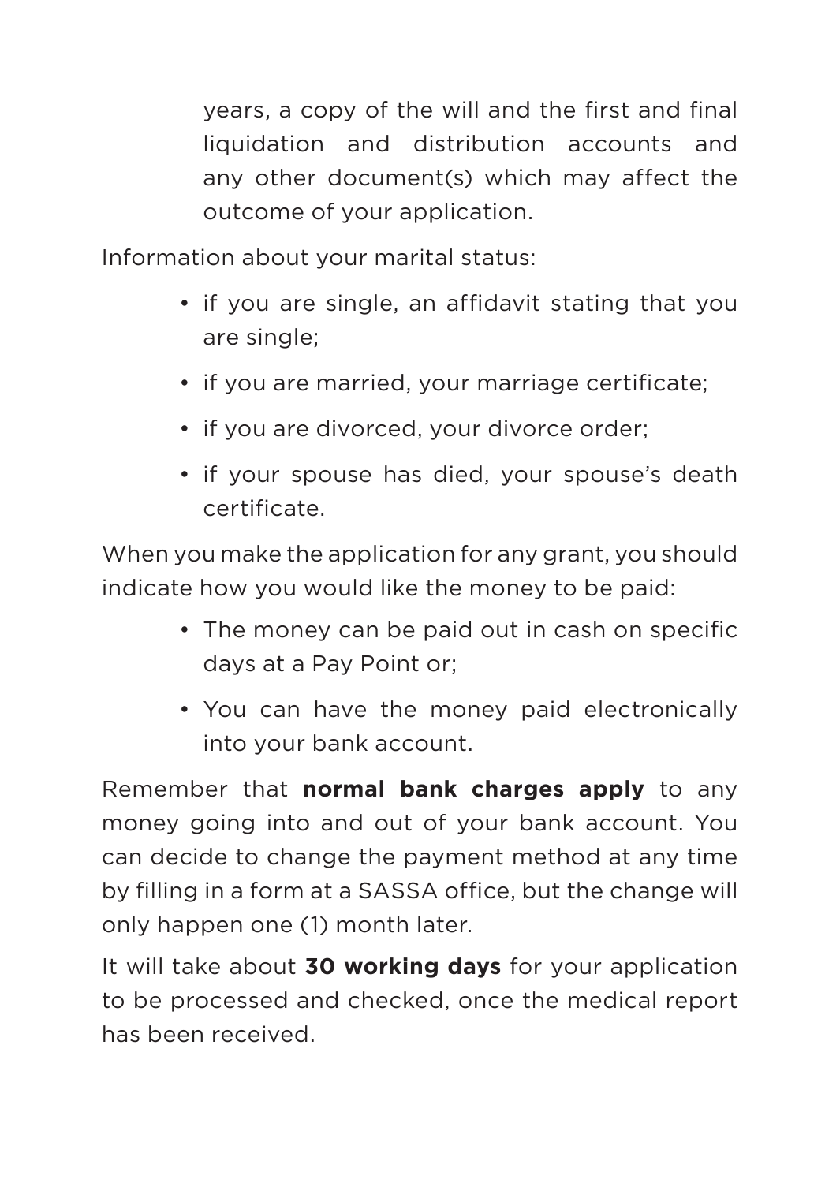years, a copy of the will and the first and final liquidation and distribution accounts and any other document(s) which may affect the outcome of your application.

Information about your marital status:

- if you are single, an affidavit stating that you are single;
- if you are married, your marriage certificate;
- if you are divorced, your divorce order;
- if your spouse has died, your spouse's death certificate.

When you make the application for any grant, you should indicate how you would like the money to be paid:

- The money can be paid out in cash on specific days at a Pay Point or;
- You can have the money paid electronically into your bank account.

Remember that **normal bank charges apply** to any money going into and out of your bank account. You can decide to change the payment method at any time by filling in a form at a SASSA office, but the change will only happen one (1) month later.

It will take about **30 working days** for your application to be processed and checked, once the medical report has been received.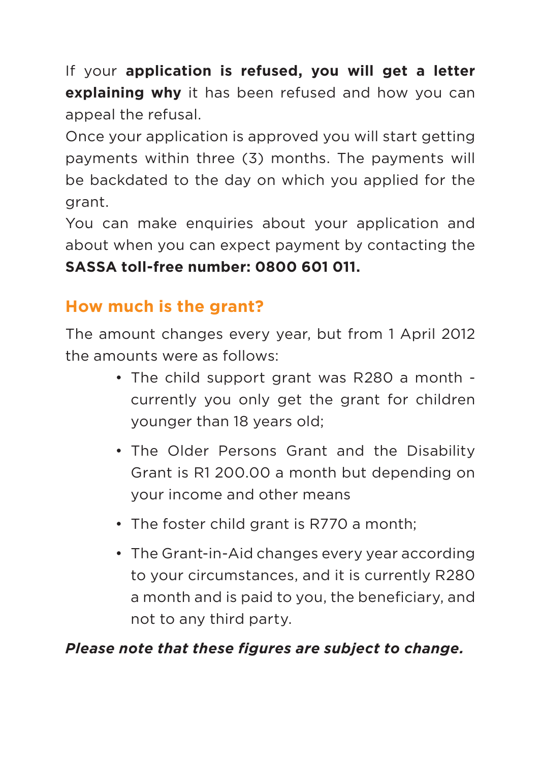If your **application is refused, you will get a letter explaining why** it has been refused and how you can appeal the refusal.

Once your application is approved you will start getting payments within three (3) months. The payments will be backdated to the day on which you applied for the grant.

You can make enquiries about your application and about when you can expect payment by contacting the **SASSA toll-free number: 0800 601 011.**

## How much is the grant?

The amount changes every year, but from 1 April 2012 the amounts were as follows:

- The child support grant was R280 a month - currently you only get the grant for children younger than 18 years old;
- The Older Persons Grant and the Disability Grant is R1 200.00 a month but depending on your income and other means
- The foster child grant is R770 a month;
- The Grant-in-Aid changes every year according to your circumstances, and it is currently R280 a month and is paid to you, the beneficiary, and not to any third party.

***Please note that these figures are subject to change.***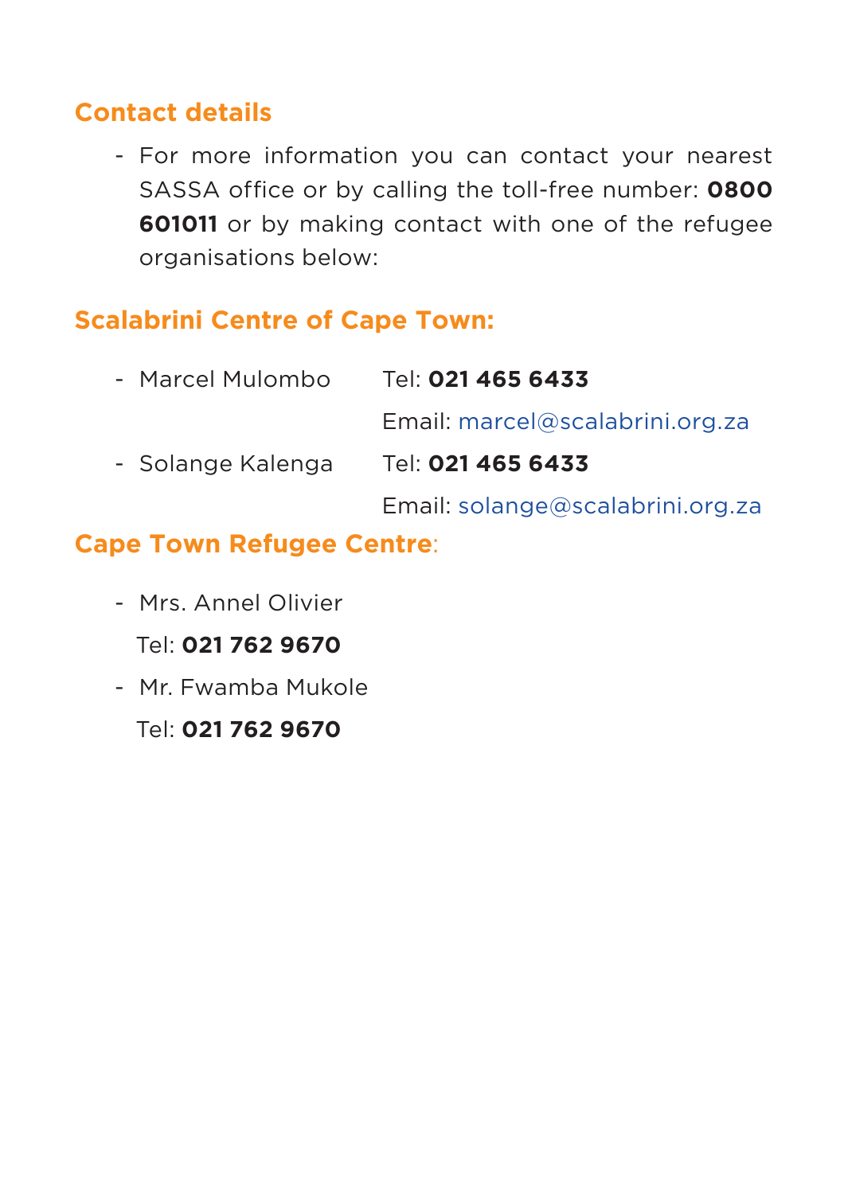## Contact details

- For more information you can contact your nearest SASSA office or by calling the toll-free number: **0800 601011** or by making contact with one of the refugee organisations below:

## Scalabrini Centre of Cape Town:

- Marcel Mulombo
  Tel: **021 465 6433**
  Email: marcel@scalabrini.org.za
- Solange Kalenga
  Tel: **021 465 6433**
  Email: solange@scalabrini.org.za

## Cape Town Refugee Centre:

- Mrs. Annel Olivier
  Tel: **021 762 9670**
- Mr. Fwamba Mukole
  Tel: **021 762 9670**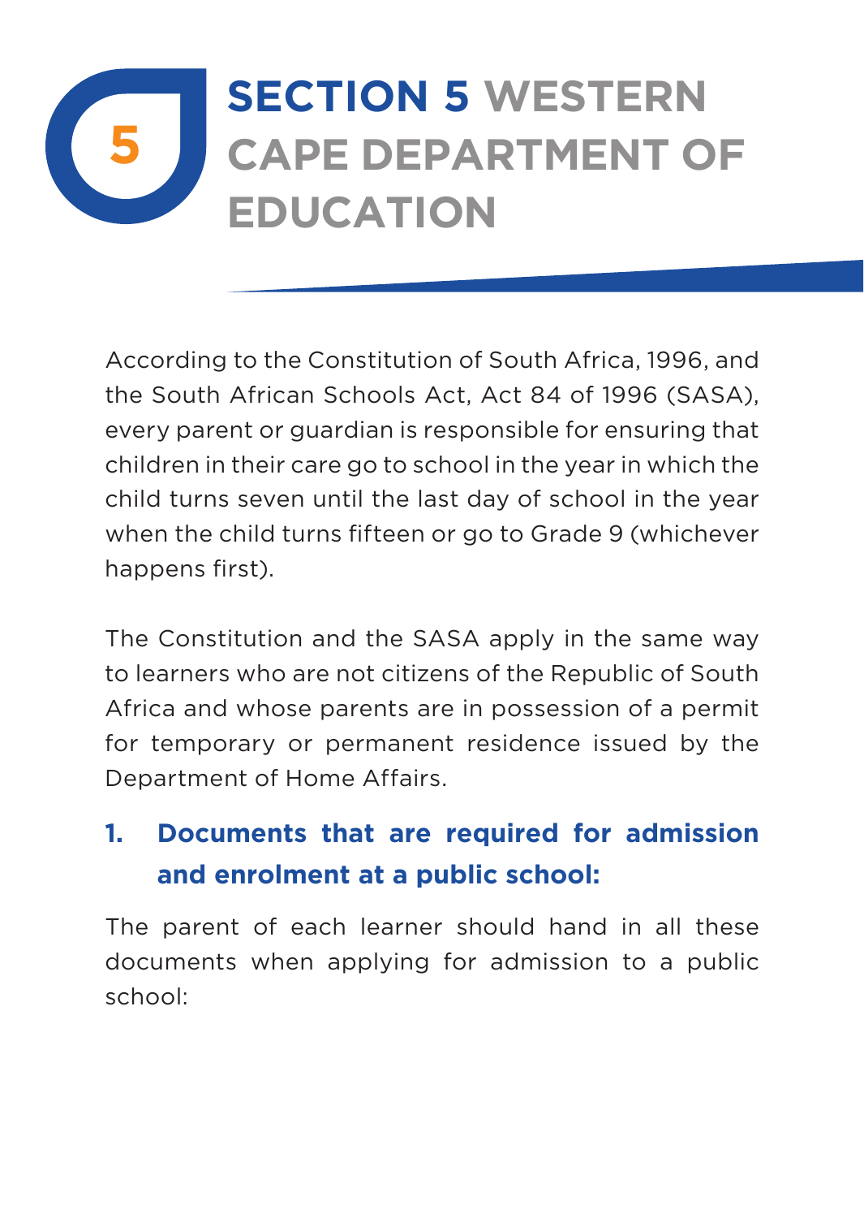# SECTION 5 WESTERN CAPE DEPARTMENT OF EDUCATION

According to the Constitution of South Africa, 1996, and the South African Schools Act, Act 84 of 1996 (SASA), every parent or guardian is responsible for ensuring that children in their care go to school in the year in which the child turns seven until the last day of school in the year when the child turns fifteen or go to Grade 9 (whichever happens first).

The Constitution and the SASA apply in the same way to learners who are not citizens of the Republic of South Africa and whose parents are in possession of a permit for temporary or permanent residence issued by the Department of Home Affairs.

## 1. Documents that are required for admission and enrolment at a public school:

The parent of each learner should hand in all these documents when applying for admission to a public school: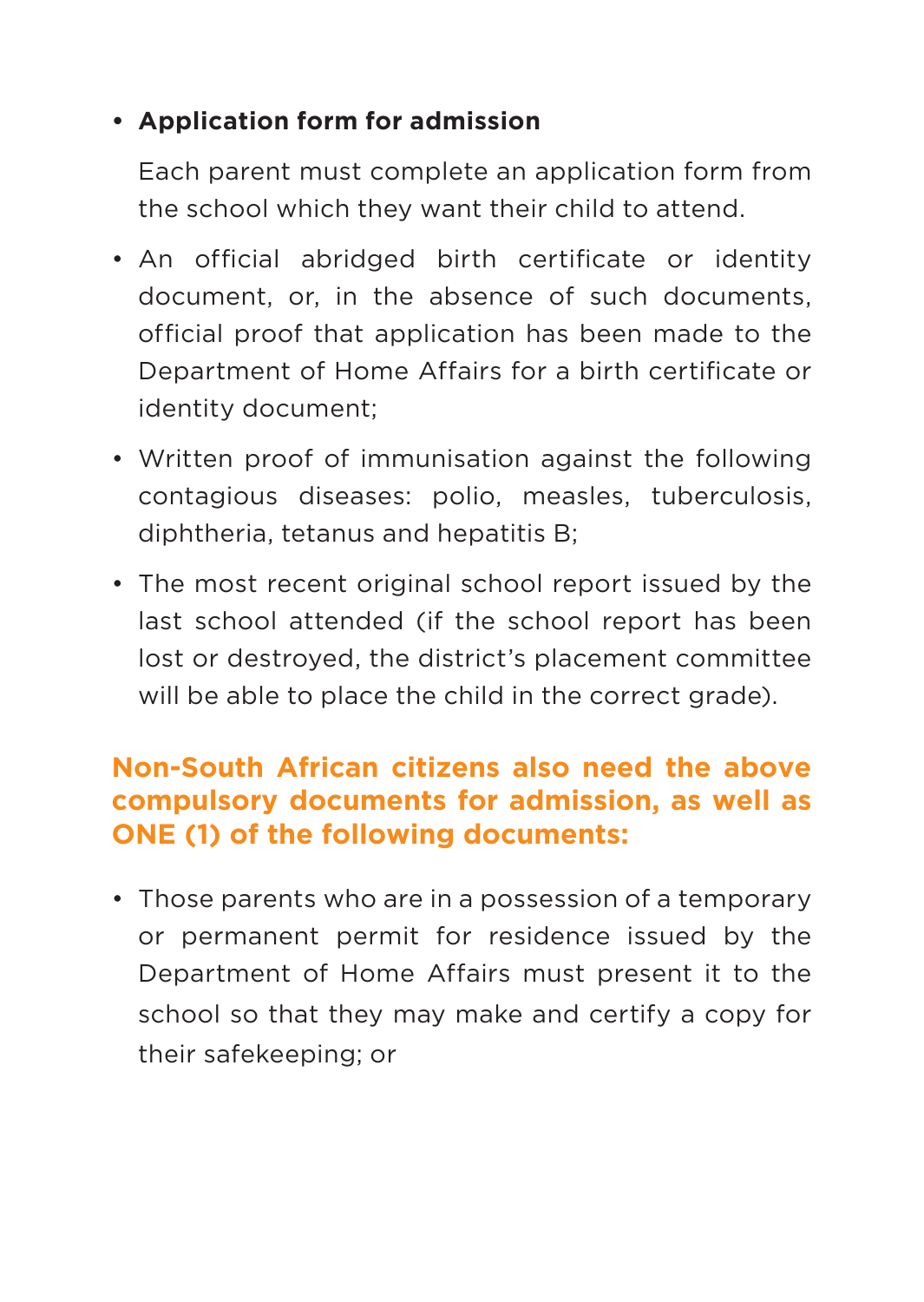- **Application form for admission**

  Each parent must complete an application form from the school which they want their child to attend.

- An official abridged birth certificate or identity document, or, in the absence of such documents, official proof that application has been made to the Department of Home Affairs for a birth certificate or identity document;

- Written proof of immunisation against the following contagious diseases: polio, measles, tuberculosis, diphtheria, tetanus and hepatitis B;

- The most recent original school report issued by the last school attended (if the school report has been lost or destroyed, the district's placement committee will be able to place the child in the correct grade).

**Non-South African citizens also need the above compulsory documents for admission, as well as ONE (1) of the following documents:**

- Those parents who are in a possession of a temporary or permanent permit for residence issued by the Department of Home Affairs must present it to the school so that they may make and certify a copy for their safekeeping; or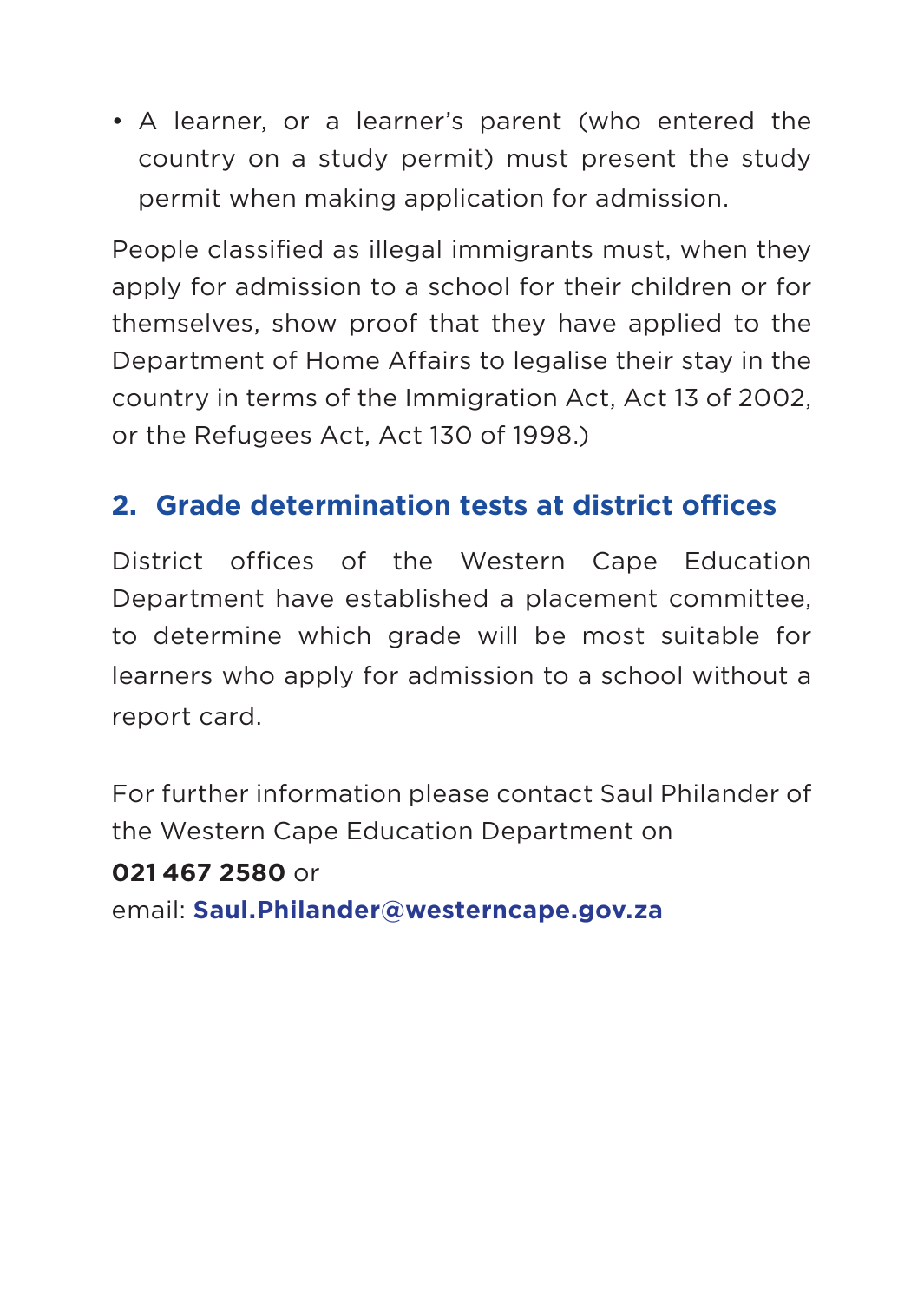- A learner, or a learner's parent (who entered the country on a study permit) must present the study permit when making application for admission.

People classified as illegal immigrants must, when they apply for admission to a school for their children or for themselves, show proof that they have applied to the Department of Home Affairs to legalise their stay in the country in terms of the Immigration Act, Act 13 of 2002, or the Refugees Act, Act 130 of 1998.)

## 2. Grade determination tests at district offices

District offices of the Western Cape Education Department have established a placement committee, to determine which grade will be most suitable for learners who apply for admission to a school without a report card.

For further information please contact Saul Philander of the Western Cape Education Department on
**021 467 2580** or
email: **Saul.Philander@westerncape.gov.za**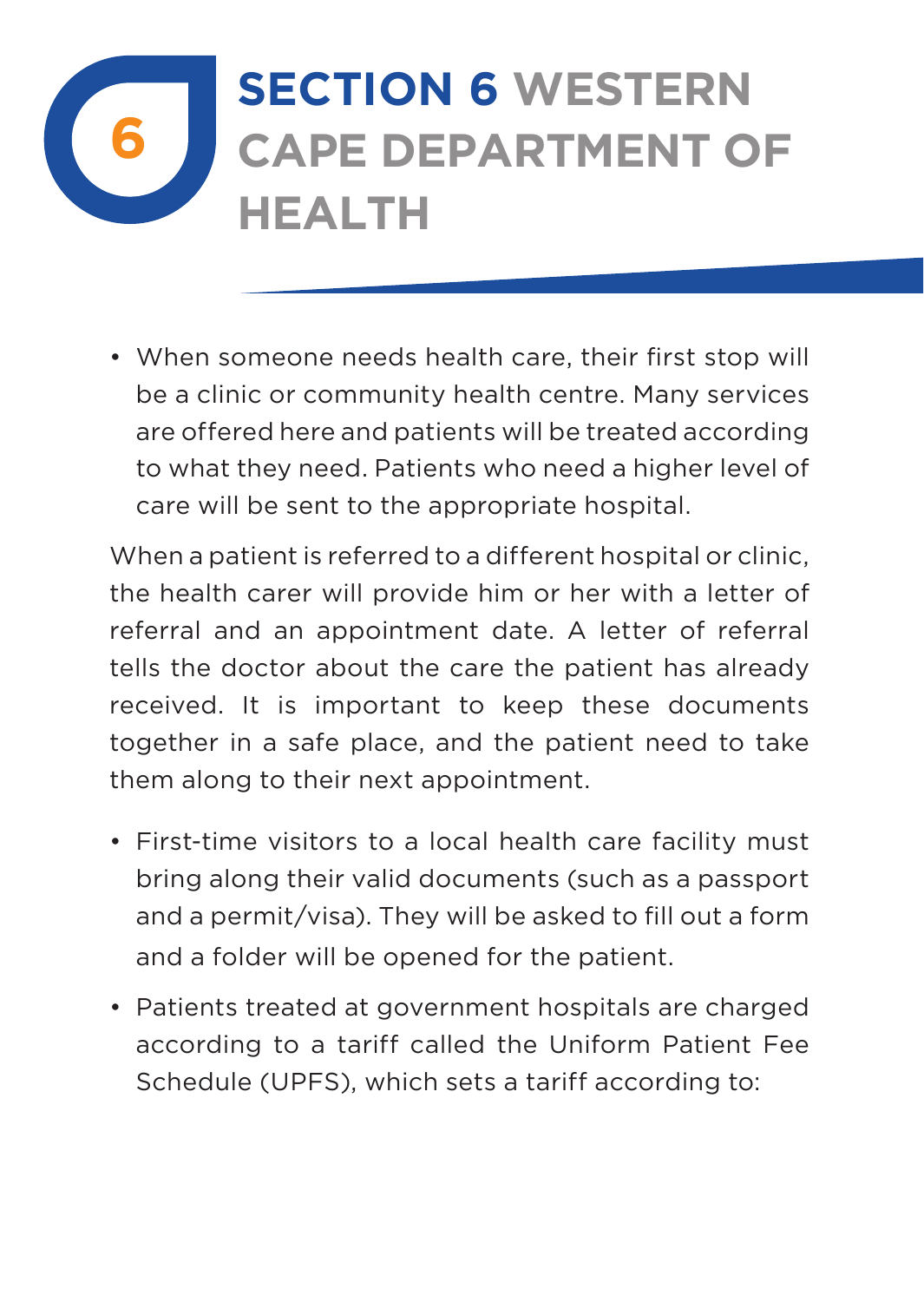# SECTION 6 WESTERN CAPE DEPARTMENT OF HEALTH

- When someone needs health care, their first stop will be a clinic or community health centre. Many services are offered here and patients will be treated according to what they need. Patients who need a higher level of care will be sent to the appropriate hospital.

When a patient is referred to a different hospital or clinic, the health carer will provide him or her with a letter of referral and an appointment date. A letter of referral tells the doctor about the care the patient has already received. It is important to keep these documents together in a safe place, and the patient need to take them along to their next appointment.

- First-time visitors to a local health care facility must bring along their valid documents (such as a passport and a permit/visa). They will be asked to fill out a form and a folder will be opened for the patient.
- Patients treated at government hospitals are charged according to a tariff called the Uniform Patient Fee Schedule (UPFS), which sets a tariff according to: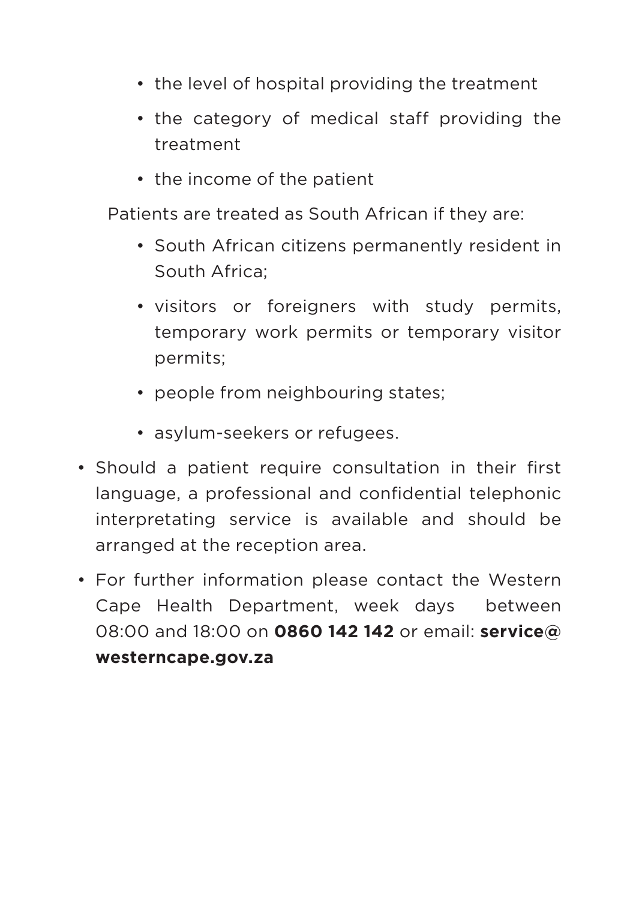- the level of hospital providing the treatment
  - the category of medical staff providing the treatment
  - the income of the patient

  Patients are treated as South African if they are:

  - South African citizens permanently resident in South Africa;
  - visitors or foreigners with study permits, temporary work permits or temporary visitor permits;
  - people from neighbouring states;
  - asylum-seekers or refugees.

- Should a patient require consultation in their first language, a professional and confidential telephonic interpretating service is available and should be arranged at the reception area.
- For further information please contact the Western Cape Health Department, week days between 08:00 and 18:00 on **0860 142 142** or email: **service@westerncape.gov.za**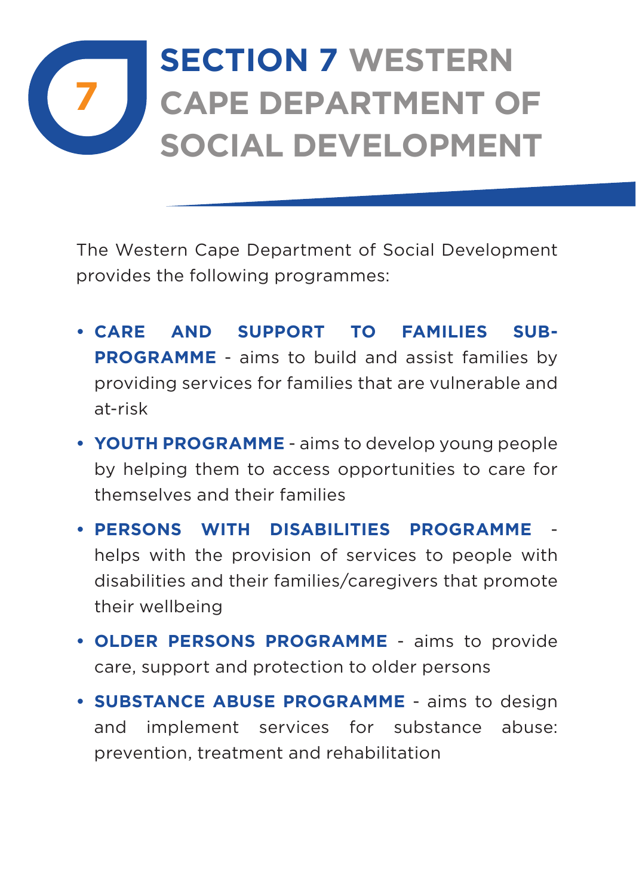# SECTION 7 WESTERN CAPE DEPARTMENT OF SOCIAL DEVELOPMENT

The Western Cape Department of Social Development provides the following programmes:

- **CARE AND SUPPORT TO FAMILIES SUB-PROGRAMME** - aims to build and assist families by providing services for families that are vulnerable and at-risk
- **YOUTH PROGRAMME** - aims to develop young people by helping them to access opportunities to care for themselves and their families
- **PERSONS WITH DISABILITIES PROGRAMME** - helps with the provision of services to people with disabilities and their families/caregivers that promote their wellbeing
- **OLDER PERSONS PROGRAMME** - aims to provide care, support and protection to older persons
- **SUBSTANCE ABUSE PROGRAMME** - aims to design and implement services for substance abuse: prevention, treatment and rehabilitation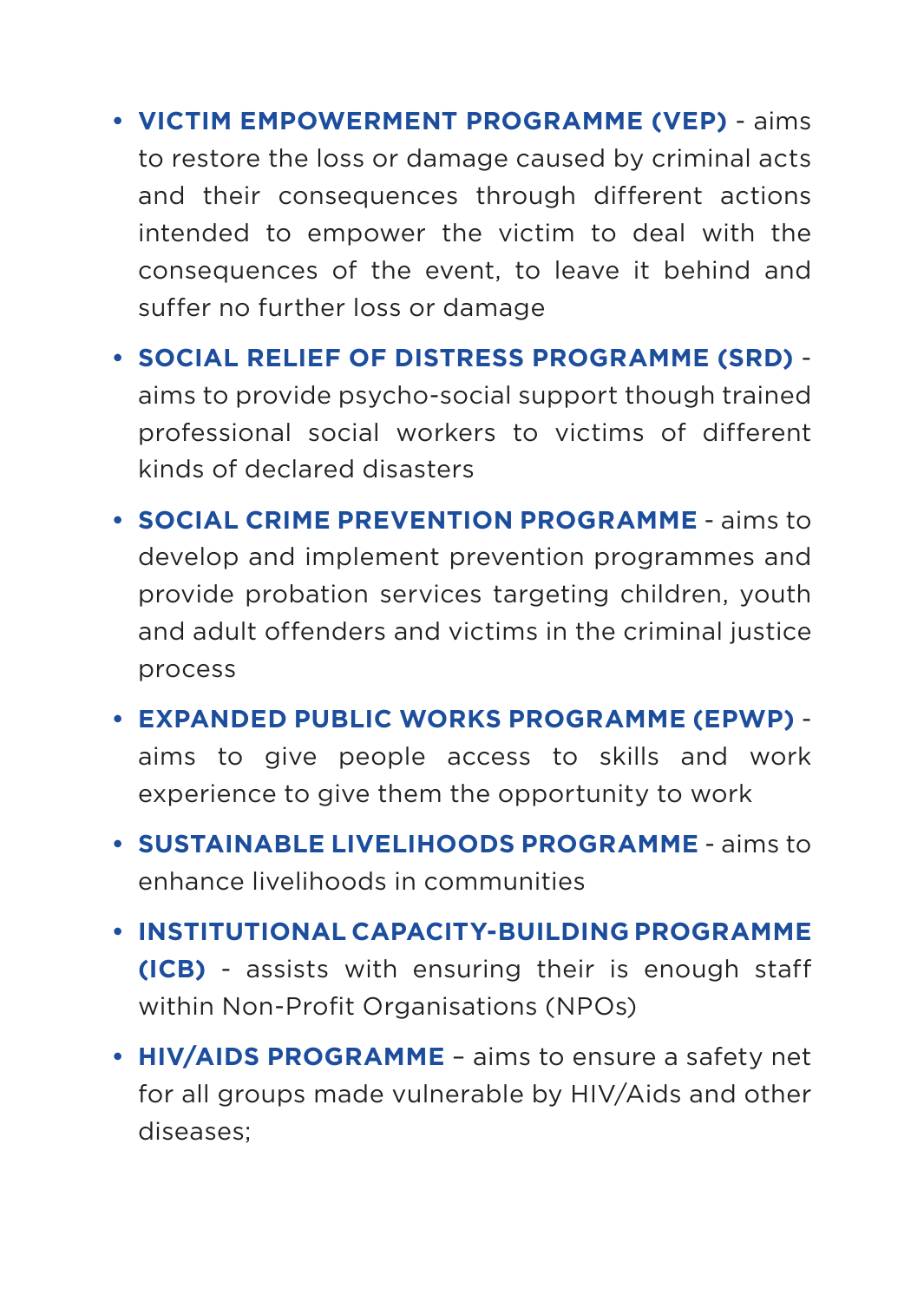- **VICTIM EMPOWERMENT PROGRAMME (VEP)** - aims to restore the loss or damage caused by criminal acts and their consequences through different actions intended to empower the victim to deal with the consequences of the event, to leave it behind and suffer no further loss or damage
- **SOCIAL RELIEF OF DISTRESS PROGRAMME (SRD)** - aims to provide psycho-social support though trained professional social workers to victims of different kinds of declared disasters
- **SOCIAL CRIME PREVENTION PROGRAMME** - aims to develop and implement prevention programmes and provide probation services targeting children, youth and adult offenders and victims in the criminal justice process
- **EXPANDED PUBLIC WORKS PROGRAMME (EPWP)** - aims to give people access to skills and work experience to give them the opportunity to work
- **SUSTAINABLE LIVELIHOODS PROGRAMME** - aims to enhance livelihoods in communities
- **INSTITUTIONAL CAPACITY-BUILDING PROGRAMME (ICB)** - assists with ensuring their is enough staff within Non-Profit Organisations (NPOs)
- **HIV/AIDS PROGRAMME** – aims to ensure a safety net for all groups made vulnerable by HIV/Aids and other diseases;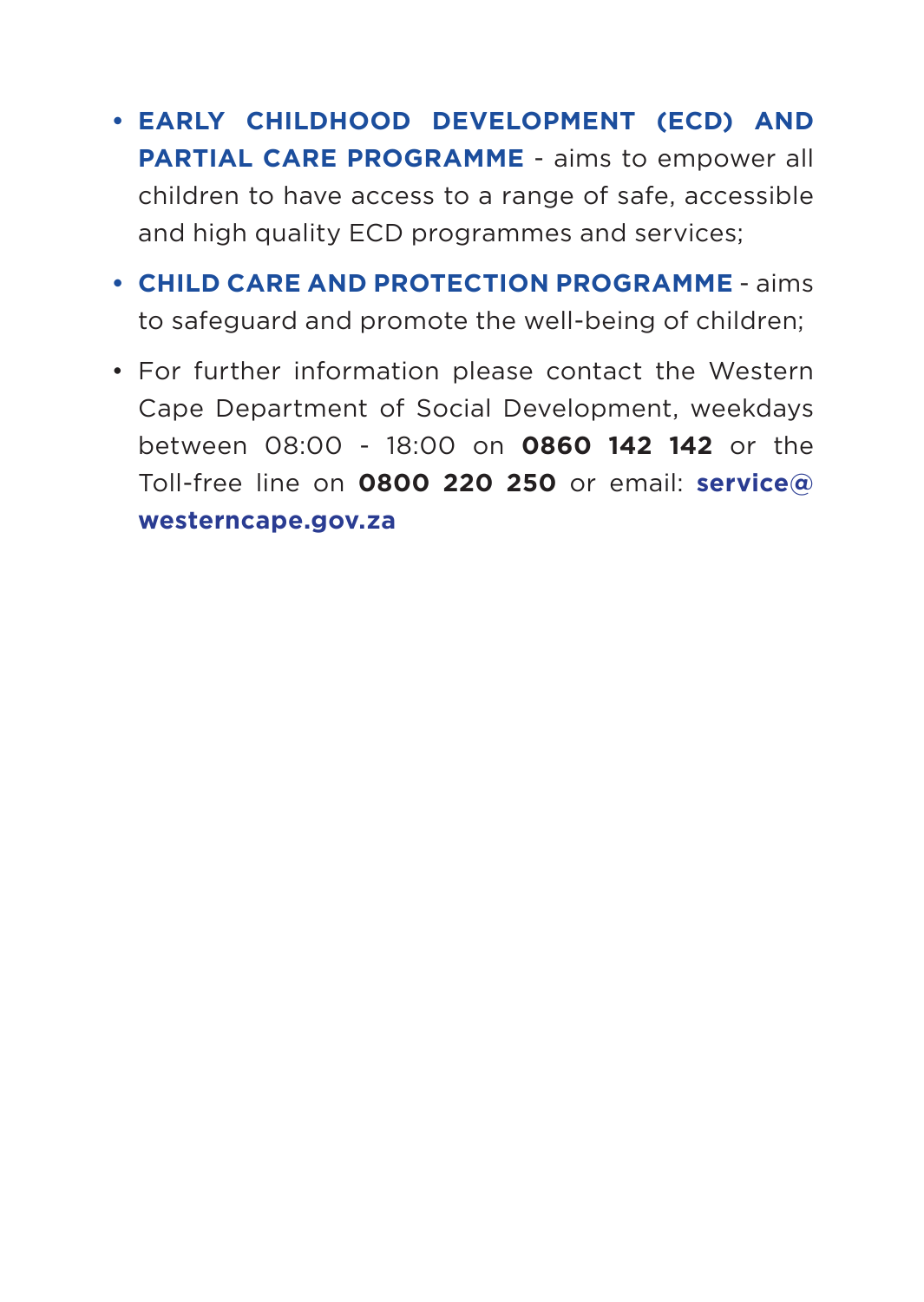- **EARLY CHILDHOOD DEVELOPMENT (ECD) AND PARTIAL CARE PROGRAMME** - aims to empower all children to have access to a range of safe, accessible and high quality ECD programmes and services;
- **CHILD CARE AND PROTECTION PROGRAMME** - aims to safeguard and promote the well-being of children;
- For further information please contact the Western Cape Department of Social Development, weekdays between 08:00 - 18:00 on **0860 142 142** or the Toll-free line on **0800 220 250** or email: **service@westerncape.gov.za**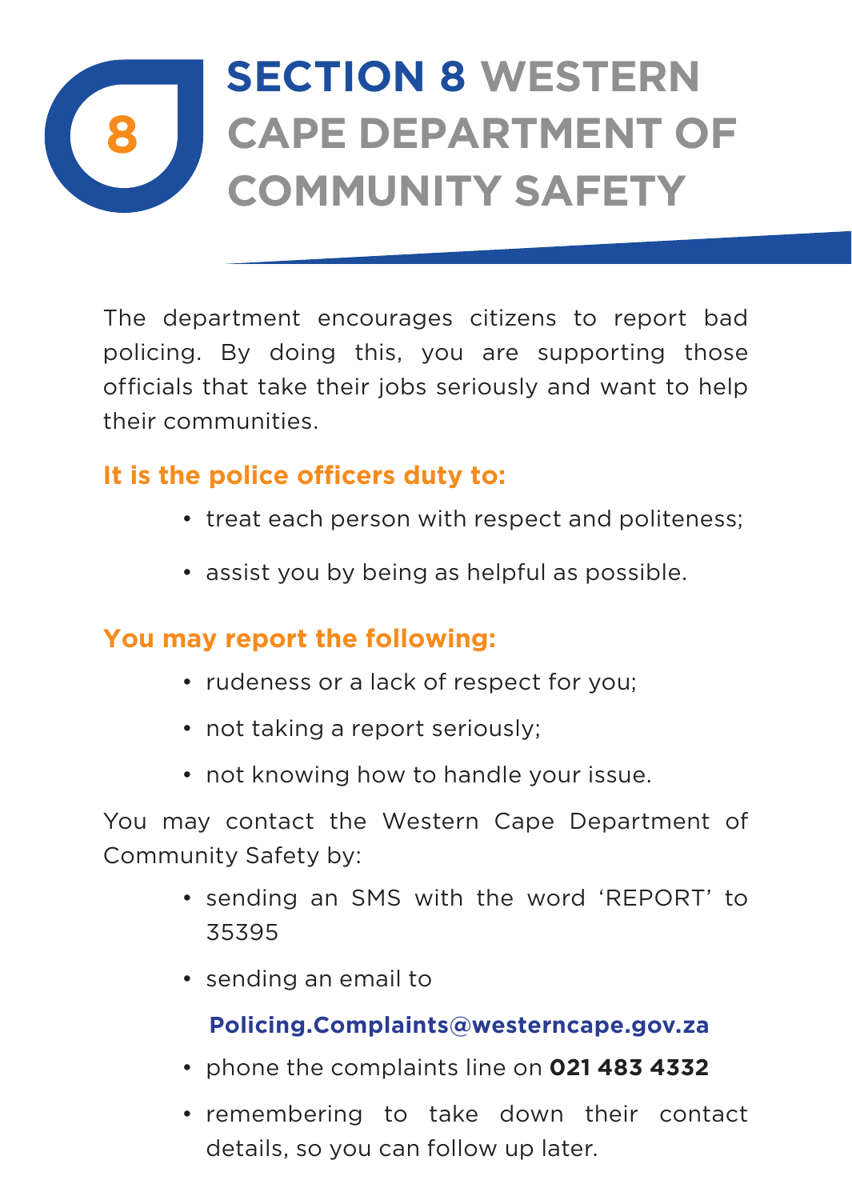# SECTION 8 WESTERN CAPE DEPARTMENT OF COMMUNITY SAFETY

The department encourages citizens to report bad policing. By doing this, you are supporting those officials that take their jobs seriously and want to help their communities.

### It is the police officers duty to:

- treat each person with respect and politeness;
- assist you by being as helpful as possible.

### You may report the following:

- rudeness or a lack of respect for you;
- not taking a report seriously;
- not knowing how to handle your issue.

You may contact the Western Cape Department of Community Safety by:

- sending an SMS with the word 'REPORT' to 35395
- sending an email to

  **Policing.Complaints@westerncape.gov.za**
- phone the complaints line on **021 483 4332**
- remembering to take down their contact details, so you can follow up later.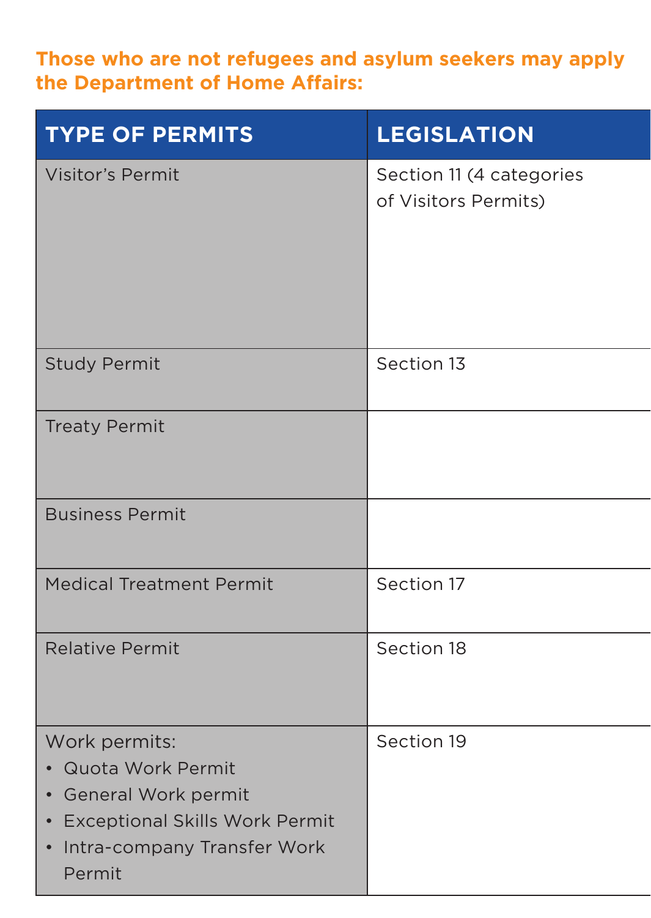**Those who are not refugees and asylum seekers may apply the Department of Home Affairs:**

| TYPE OF PERMITS | LEGISLATION |
| --- | --- |
| Visitor's Permit | Section 11 (4 categories of Visitors Permits) |
| Study Permit | Section 13 |
| Treaty Permit | |
| Business Permit | |
| Medical Treatment Permit | Section 17 |
| Relative Permit | Section 18 |
| Work permits:<br>• Quota Work Permit<br>• General Work permit<br>• Exceptional Skills Work Permit<br>• Intra-company Transfer Work Permit | Section 19 |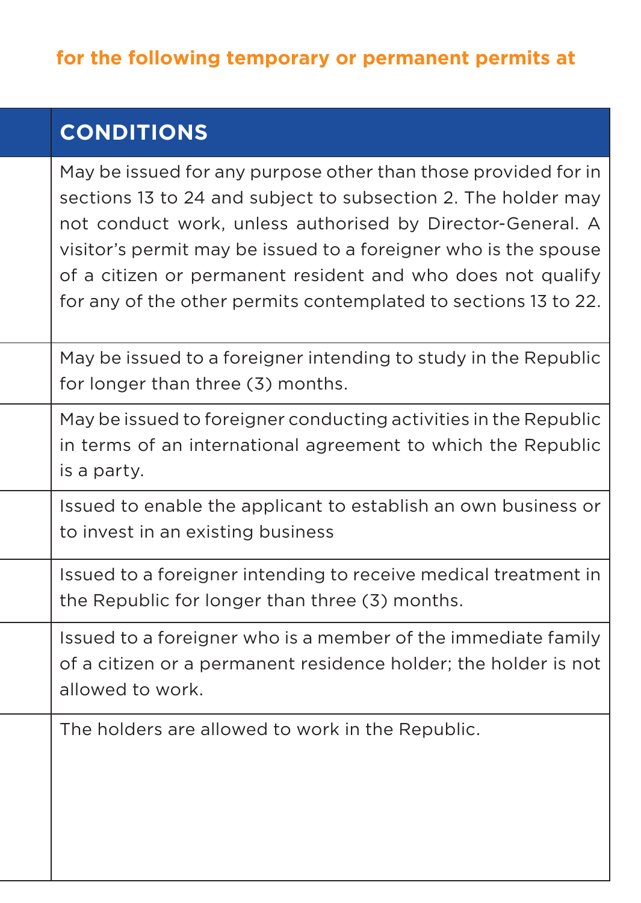**for the following temporary or permanent permits at**

| | CONDITIONS |
|---|---|
| | May be issued for any purpose other than those provided for in sections 13 to 24 and subject to subsection 2. The holder may not conduct work, unless authorised by Director-General. A visitor's permit may be issued to a foreigner who is the spouse of a citizen or permanent resident and who does not qualify for any of the other permits contemplated to sections 13 to 22. |
| | May be issued to a foreigner intending to study in the Republic for longer than three (3) months. |
| | May be issued to foreigner conducting activities in the Republic in terms of an international agreement to which the Republic is a party. |
| | Issued to enable the applicant to establish an own business or to invest in an existing business |
| | Issued to a foreigner intending to receive medical treatment in the Republic for longer than three (3) months. |
| | Issued to a foreigner who is a member of the immediate family of a citizen or a permanent residence holder; the holder is not allowed to work. |
| | The holders are allowed to work in the Republic. |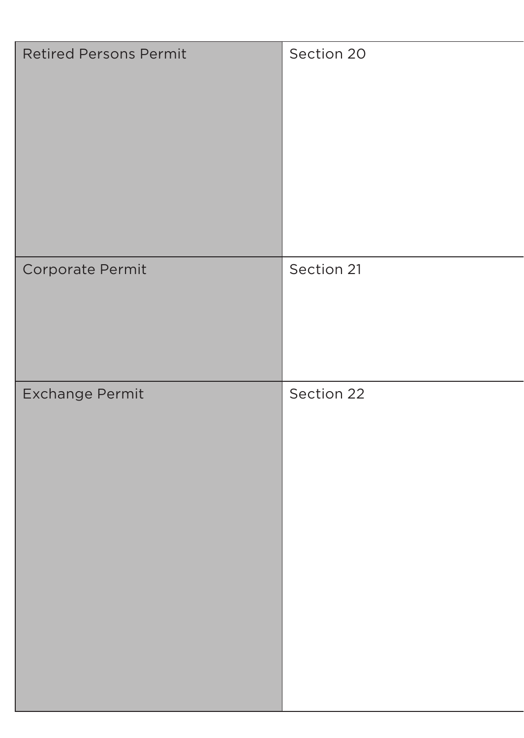| | |
|---|---|
| Retired Persons Permit | Section 20 |
| Corporate Permit | Section 21 |
| Exchange Permit | Section 22 |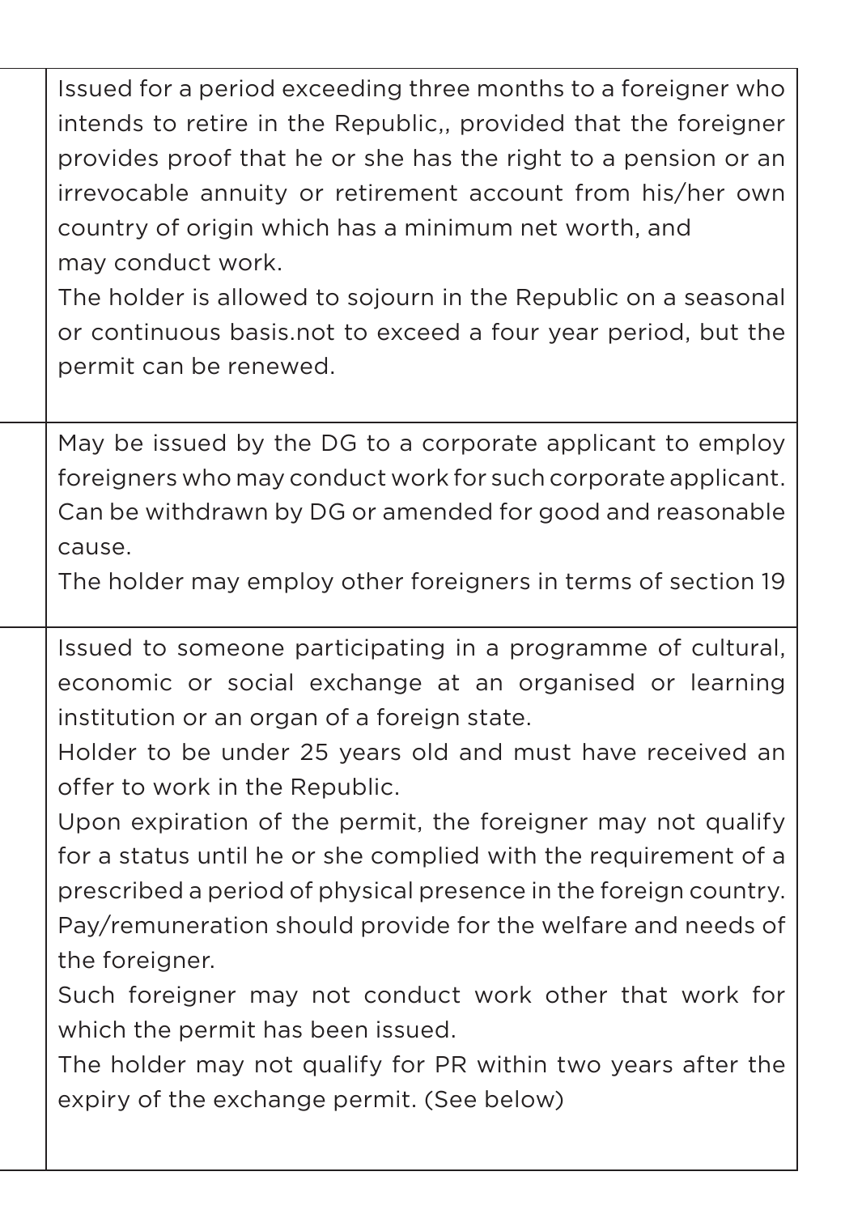| | |
|---|---|
| | Issued for a period exceeding three months to a foreigner who intends to retire in the Republic,, provided that the foreigner provides proof that he or she has the right to a pension or an irrevocable annuity or retirement account from his/her own country of origin which has a minimum net worth, and may conduct work.<br>The holder is allowed to sojourn in the Republic on a seasonal or continuous basis.not to exceed a four year period, but the permit can be renewed. |
| | May be issued by the DG to a corporate applicant to employ foreigners who may conduct work for such corporate applicant. Can be withdrawn by DG or amended for good and reasonable cause.<br>The holder may employ other foreigners in terms of section 19 |
| | Issued to someone participating in a programme of cultural, economic or social exchange at an organised or learning institution or an organ of a foreign state.<br>Holder to be under 25 years old and must have received an offer to work in the Republic.<br>Upon expiration of the permit, the foreigner may not qualify for a status until he or she complied with the requirement of a prescribed a period of physical presence in the foreign country.<br>Pay/remuneration should provide for the welfare and needs of the foreigner.<br>Such foreigner may not conduct work other that work for which the permit has been issued.<br>The holder may not qualify for PR within two years after the expiry of the exchange permit. (See below) |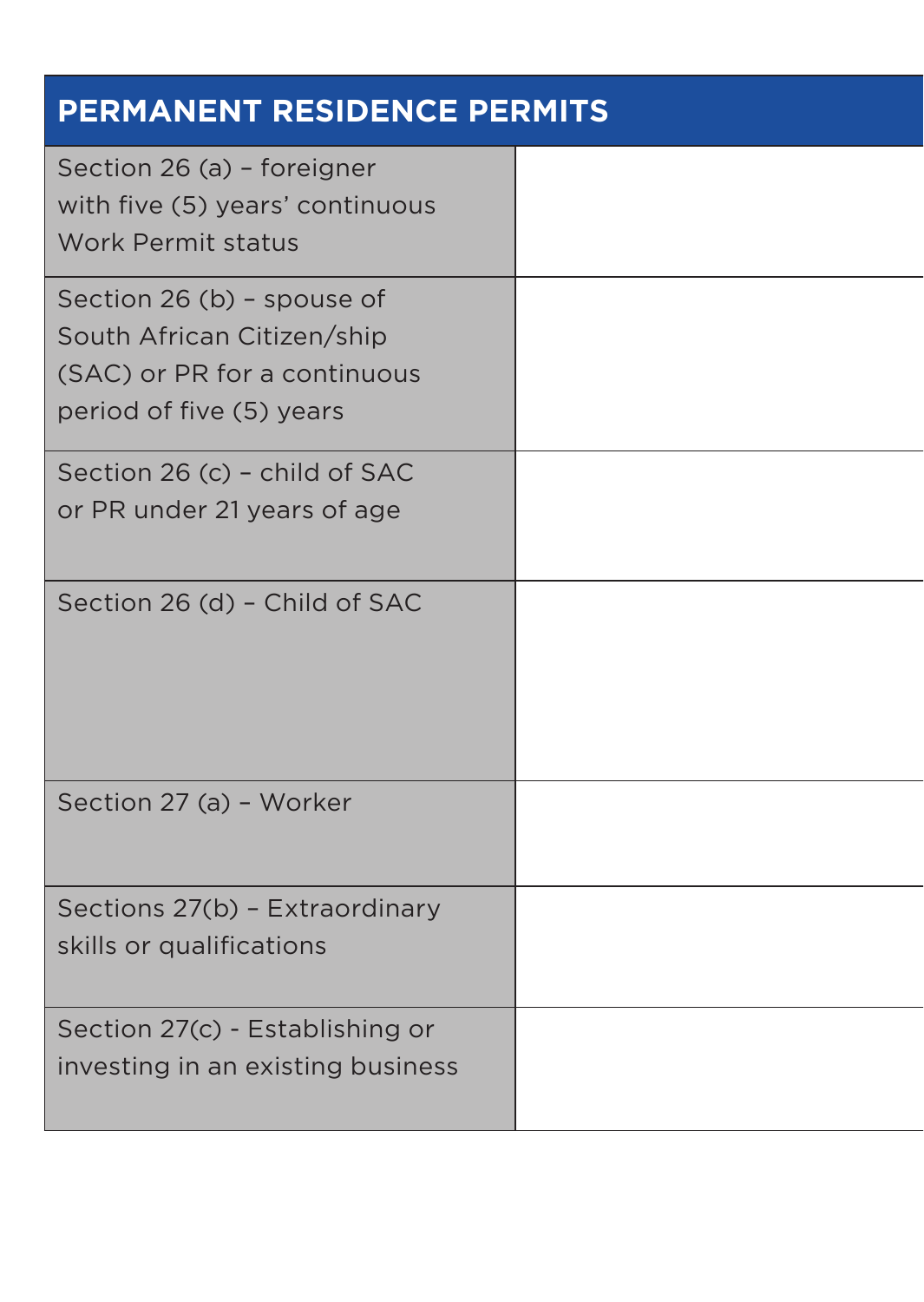| PERMANENT RESIDENCE PERMITS | |
| --- | --- |
| Section 26 (a) – foreigner with five (5) years' continuous Work Permit status | |
| Section 26 (b) – spouse of South African Citizen/ship (SAC) or PR for a continuous period of five (5) years | |
| Section 26 (c) – child of SAC or PR under 21 years of age | |
| Section 26 (d) – Child of SAC | |
| Section 27 (a) – Worker | |
| Sections 27(b) – Extraordinary skills or qualifications | |
| Section 27(c) - Establishing or investing in an existing business | |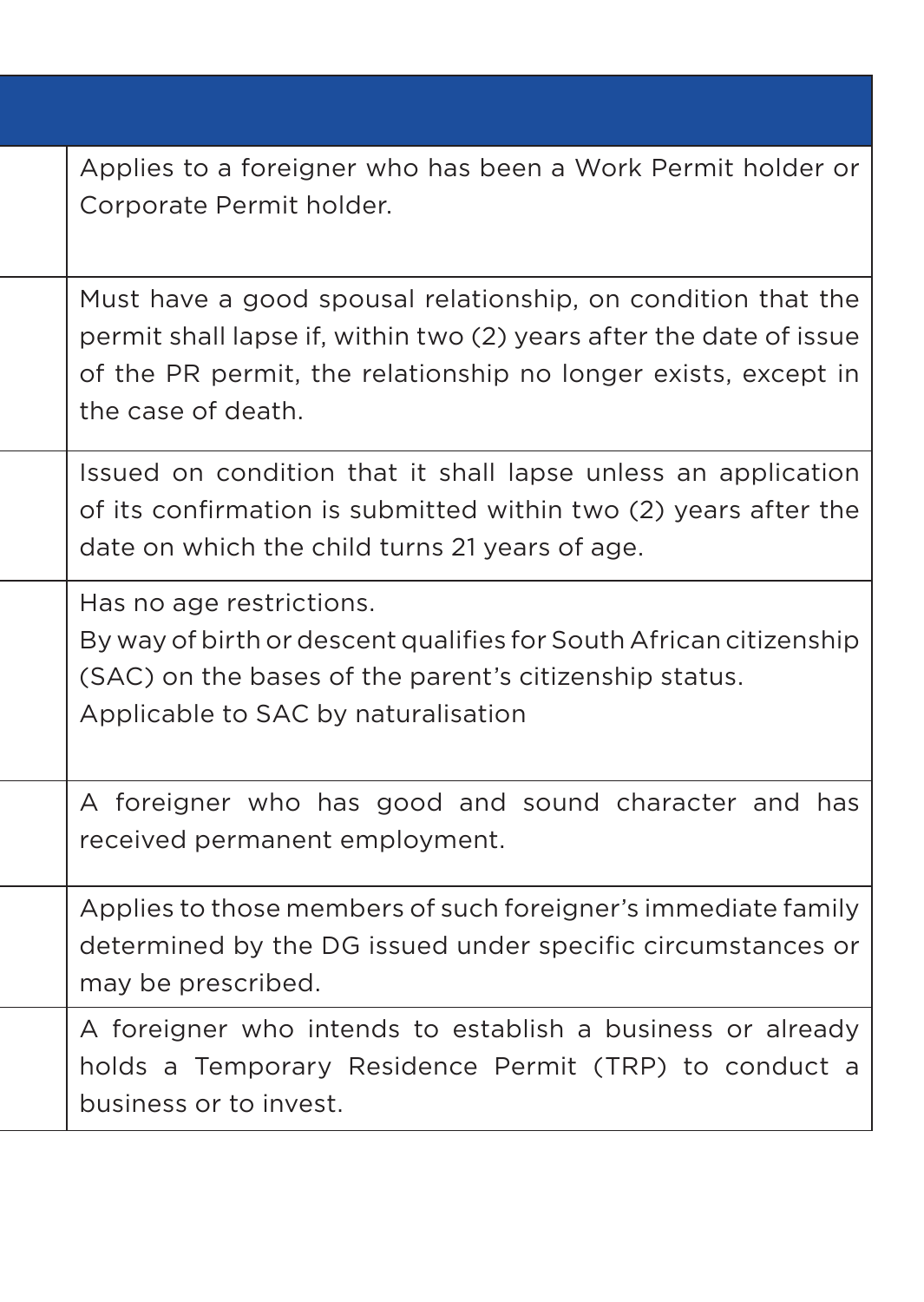| | |
|---|---|
| | Applies to a foreigner who has been a Work Permit holder or Corporate Permit holder. |
| | Must have a good spousal relationship, on condition that the permit shall lapse if, within two (2) years after the date of issue of the PR permit, the relationship no longer exists, except in the case of death. |
| | Issued on condition that it shall lapse unless an application of its confirmation is submitted within two (2) years after the date on which the child turns 21 years of age. |
| | Has no age restrictions.<br>By way of birth or descent qualifies for South African citizenship (SAC) on the bases of the parent's citizenship status.<br>Applicable to SAC by naturalisation |
| | A foreigner who has good and sound character and has received permanent employment. |
| | Applies to those members of such foreigner's immediate family determined by the DG issued under specific circumstances or may be prescribed. |
| | A foreigner who intends to establish a business or already holds a Temporary Residence Permit (TRP) to conduct a business or to invest. |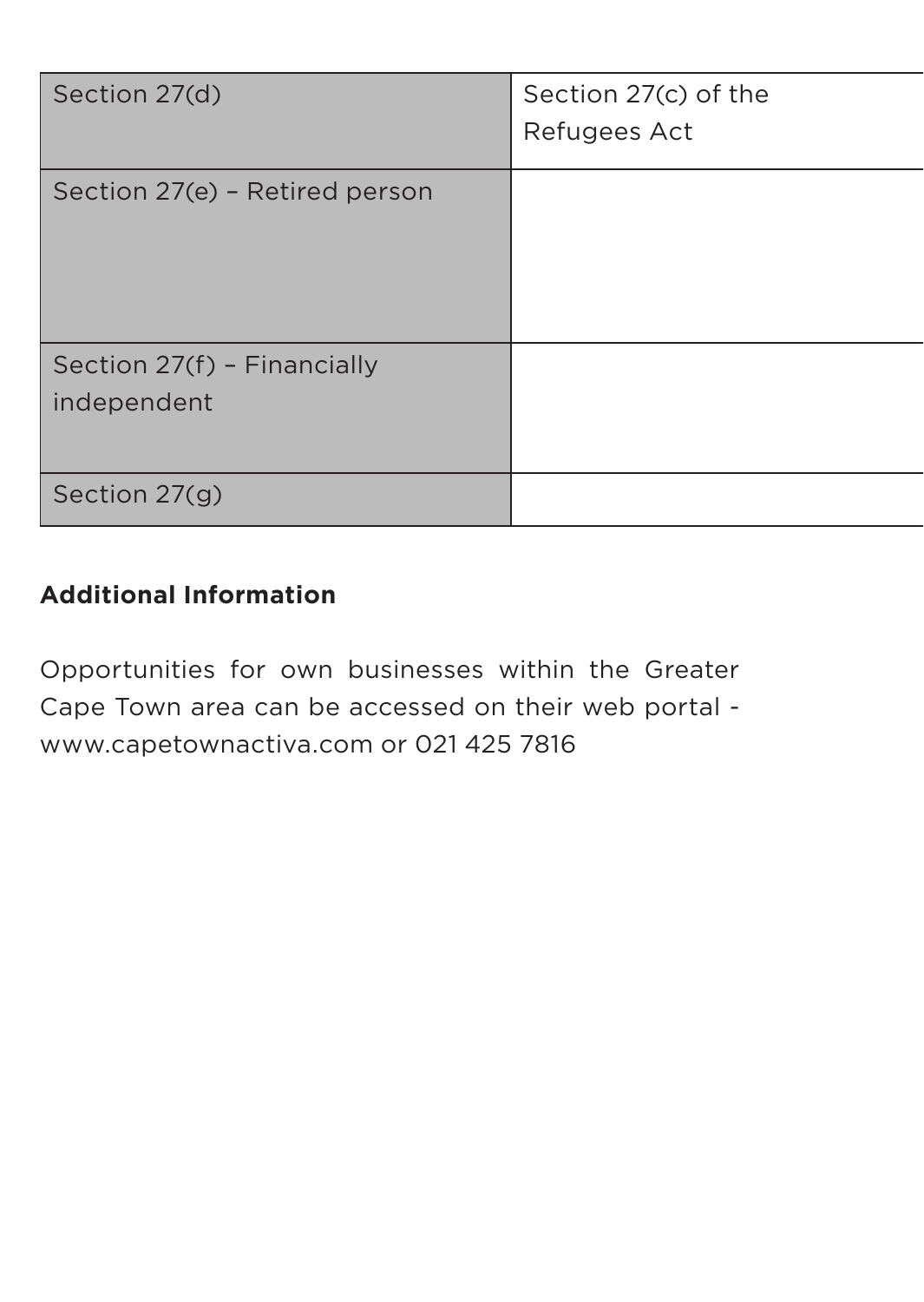| | |
|---|---|
| Section 27(d) | Section 27(c) of the Refugees Act |
| Section 27(e) – Retired person | |
| Section 27(f) – Financially independent | |
| Section 27(g) | |

**Additional Information**

Opportunities for own businesses within the Greater Cape Town area can be accessed on their web portal - www.capetownactiva.com or 021 425 7816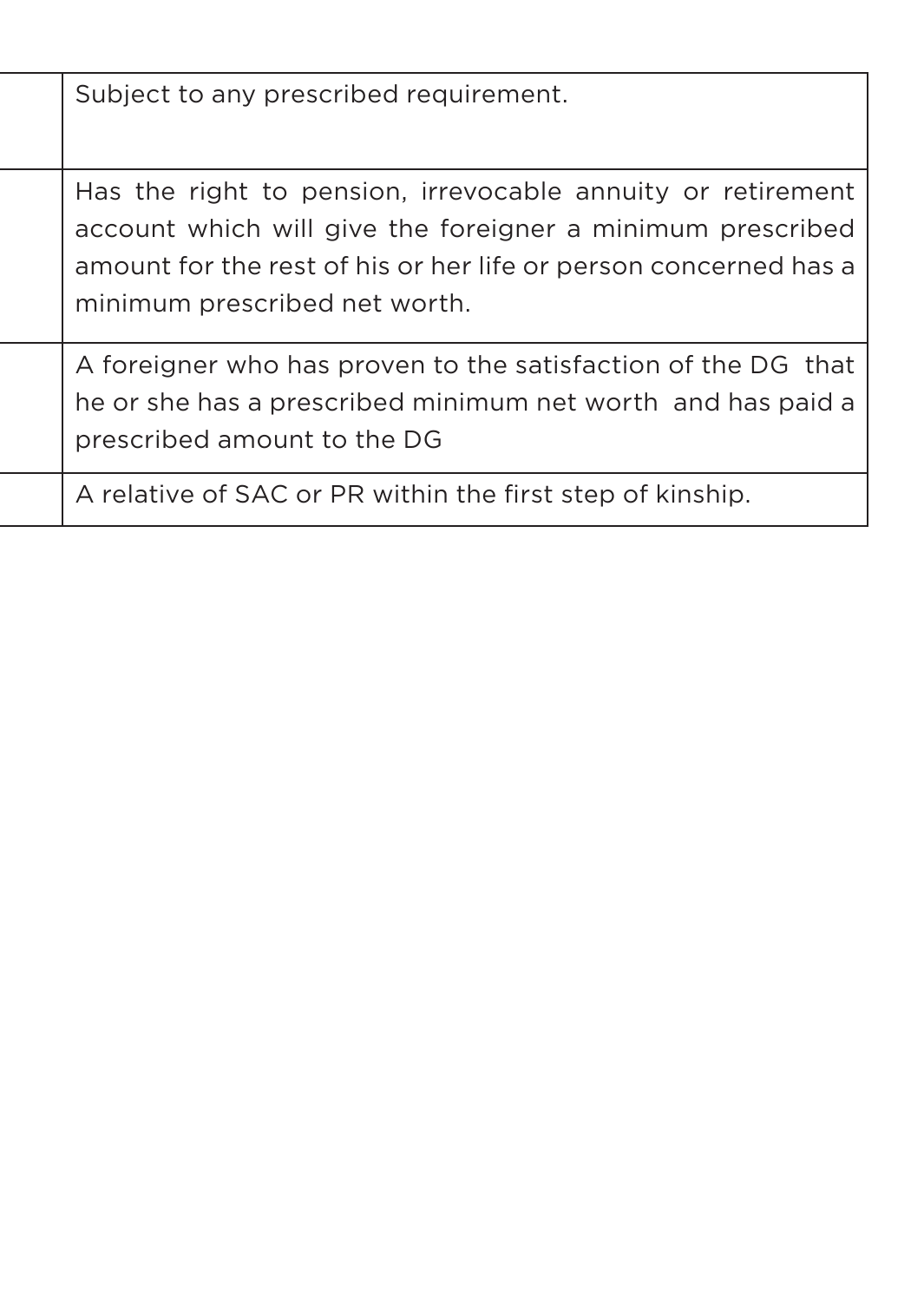| | |
|---|---|
| | Subject to any prescribed requirement. |
| | Has the right to pension, irrevocable annuity or retirement account which will give the foreigner a minimum prescribed amount for the rest of his or her life or person concerned has a minimum prescribed net worth. |
| | A foreigner who has proven to the satisfaction of the DG that he or she has a prescribed minimum net worth and has paid a prescribed amount to the DG |
| | A relative of SAC or PR within the first step of kinship. |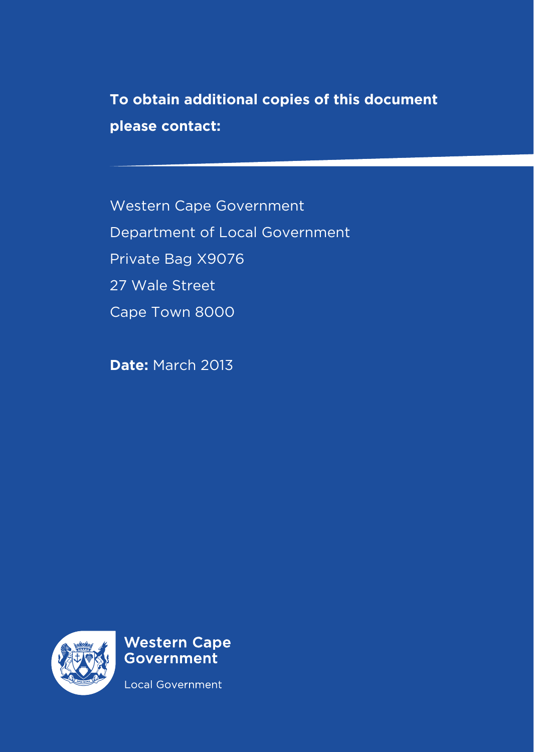**To obtain additional copies of this document please contact:**

Western Cape Government

Department of Local Government

Private Bag X9076

27 Wale Street

Cape Town 8000

**Date:** March 2013

**Western Cape Government**

Local Government